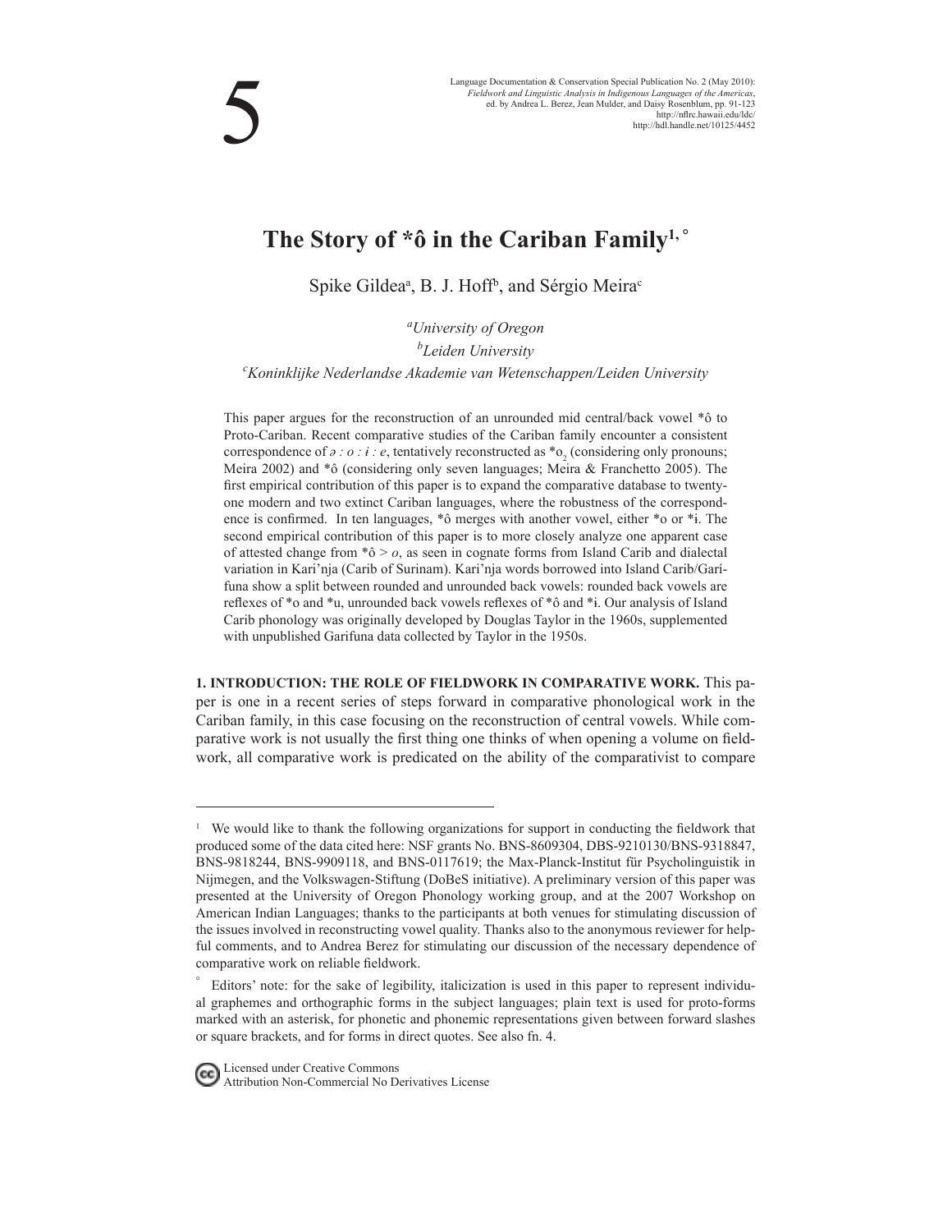5

Language Documentation & Conservation Special Publication No. 2 (May 2010):
*Fieldwork and Linguistic Analysis in Indigenous Languages of the Americas*,
ed. by Andrea L. Berez, Jean Mulder, and Daisy Rosenblum, pp. 91-123
http://nflrc.hawaii.edu/ldc/
http://hdl.handle.net/10125/4452

# The Story of *ô in the Cariban Family[1, °]

Spike Gildea[a], B. J. Hoff[b], and Sérgio Meira[c]

[a]*University of Oregon*
[b]*Leiden University*
[c]*Koninklijke Nederlandse Akademie van Wetenschappen/Leiden University*

This paper argues for the reconstruction of an unrounded mid central/back vowel *ô to Proto-Cariban. Recent comparative studies of the Cariban family encounter a consistent correspondence of *ə : o : ɨ : e*, tentatively reconstructed as *$o_2$ (considering only pronouns; Meira 2002) and *ô (considering only seven languages; Meira & Franchetto 2005). The first empirical contribution of this paper is to expand the comparative database to twenty-one modern and two extinct Cariban languages, where the robustness of the correspondence is confirmed. In ten languages, *ô merges with another vowel, either *o or *ɨ. The second empirical contribution of this paper is to more closely analyze one apparent case of attested change from *ô > *o*, as seen in cognate forms from Island Carib and dialectal variation in Kari'nja (Carib of Surinam). Kari'nja words borrowed into Island Carib/Garífuna show a split between rounded and unrounded back vowels: rounded back vowels are reflexes of *o and *u, unrounded back vowels reflexes of *ô and *ɨ. Our analysis of Island Carib phonology was originally developed by Douglas Taylor in the 1960s, supplemented with unpublished Garifuna data collected by Taylor in the 1950s.

**1. INTRODUCTION: THE ROLE OF FIELDWORK IN COMPARATIVE WORK.** This paper is one in a recent series of steps forward in comparative phonological work in the Cariban family, in this case focusing on the reconstruction of central vowels. While comparative work is not usually the first thing one thinks of when opening a volume on fieldwork, all comparative work is predicated on the ability of the comparativist to compare

---

[1] We would like to thank the following organizations for support in conducting the fieldwork that produced some of the data cited here: NSF grants No. BNS-8609304, DBS-9210130/BNS-9318847, BNS-9818244, BNS-9909118, and BNS-0117619; the Max-Planck-Institut für Psycholinguistik in Nijmegen, and the Volkswagen-Stiftung (DoBeS initiative). A preliminary version of this paper was presented at the University of Oregon Phonology working group, and at the 2007 Workshop on American Indian Languages; thanks to the participants at both venues for stimulating discussion of the issues involved in reconstructing vowel quality. Thanks also to the anonymous reviewer for helpful comments, and to Andrea Berez for stimulating our discussion of the necessary dependence of comparative work on reliable fieldwork.

° Editors' note: for the sake of legibility, italicization is used in this paper to represent individual graphemes and orthographic forms in the subject languages; plain text is used for proto-forms marked with an asterisk, for phonetic and phonemic representations given between forward slashes or square brackets, and for forms in direct quotes. See also fn. 4.

Licensed under Creative Commons
Attribution Non-Commercial No Derivatives License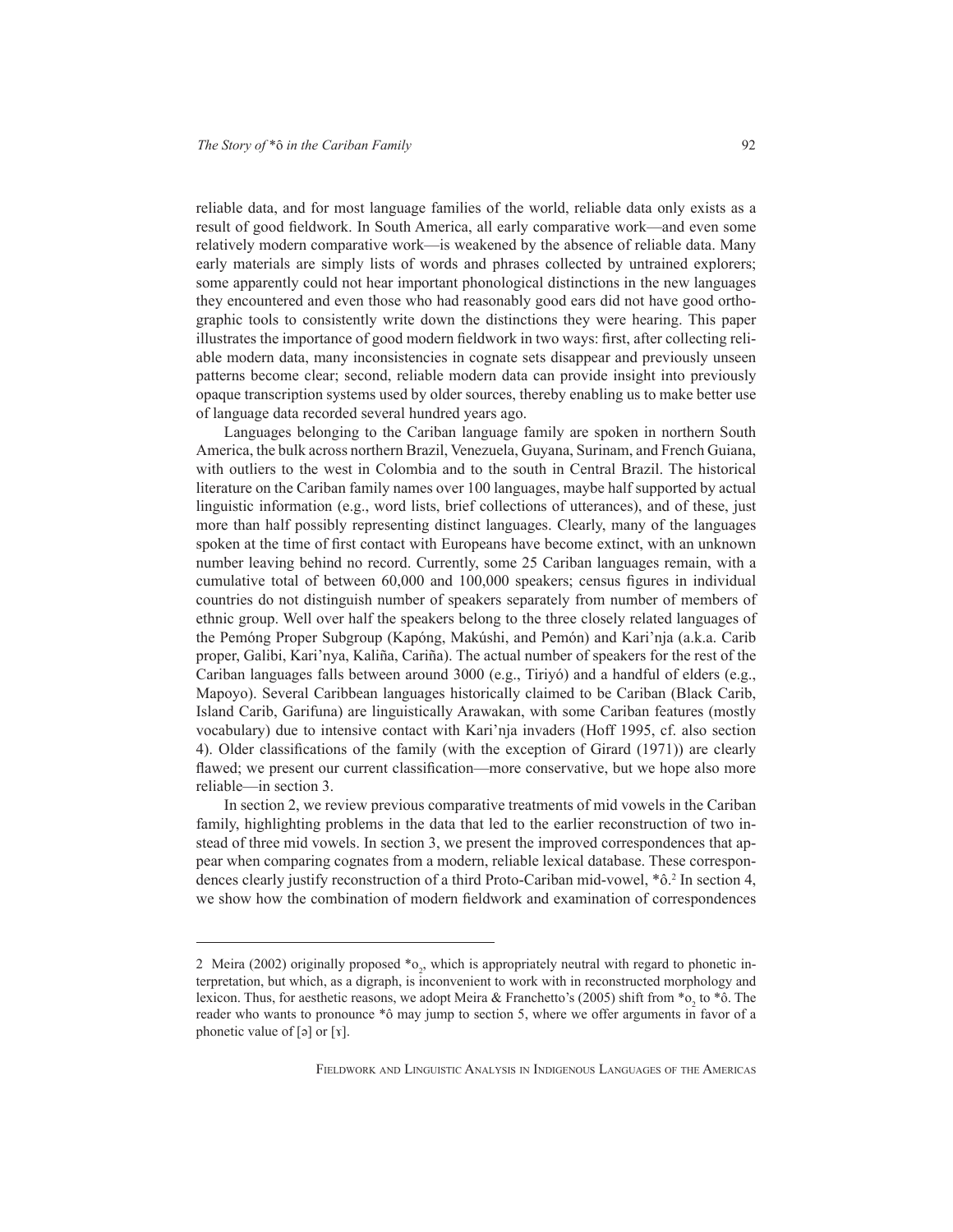reliable data, and for most language families of the world, reliable data only exists as a result of good fieldwork. In South America, all early comparative work—and even some relatively modern comparative work—is weakened by the absence of reliable data. Many early materials are simply lists of words and phrases collected by untrained explorers; some apparently could not hear important phonological distinctions in the new languages they encountered and even those who had reasonably good ears did not have good orthographic tools to consistently write down the distinctions they were hearing. This paper illustrates the importance of good modern fieldwork in two ways: first, after collecting reliable modern data, many inconsistencies in cognate sets disappear and previously unseen patterns become clear; second, reliable modern data can provide insight into previously opaque transcription systems used by older sources, thereby enabling us to make better use of language data recorded several hundred years ago.

Languages belonging to the Cariban language family are spoken in northern South America, the bulk across northern Brazil, Venezuela, Guyana, Surinam, and French Guiana, with outliers to the west in Colombia and to the south in Central Brazil. The historical literature on the Cariban family names over 100 languages, maybe half supported by actual linguistic information (e.g., word lists, brief collections of utterances), and of these, just more than half possibly representing distinct languages. Clearly, many of the languages spoken at the time of first contact with Europeans have become extinct, with an unknown number leaving behind no record. Currently, some 25 Cariban languages remain, with a cumulative total of between 60,000 and 100,000 speakers; census figures in individual countries do not distinguish number of speakers separately from number of members of ethnic group. Well over half the speakers belong to the three closely related languages of the Pemóng Proper Subgroup (Kapóng, Makúshi, and Pemón) and Kari'nja (a.k.a. Carib proper, Galibi, Kari'nya, Kaliña, Cariña). The actual number of speakers for the rest of the Cariban languages falls between around 3000 (e.g., Tiriyó) and a handful of elders (e.g., Mapoyo). Several Caribbean languages historically claimed to be Cariban (Black Carib, Island Carib, Garifuna) are linguistically Arawakan, with some Cariban features (mostly vocabulary) due to intensive contact with Kari'nja invaders (Hoff 1995, cf. also section 4). Older classifications of the family (with the exception of Girard (1971)) are clearly flawed; we present our current classification—more conservative, but we hope also more reliable—in section 3.

In section 2, we review previous comparative treatments of mid vowels in the Cariban family, highlighting problems in the data that led to the earlier reconstruction of two instead of three mid vowels. In section 3, we present the improved correspondences that appear when comparing cognates from a modern, reliable lexical database. These correspondences clearly justify reconstruction of a third Proto-Cariban mid-vowel, *ô.[2] In section 4, we show how the combination of modern fieldwork and examination of correspondences

---

2 Meira (2002) originally proposed $*o_2$, which is appropriately neutral with regard to phonetic interpretation, but which, as a digraph, is inconvenient to work with in reconstructed morphology and lexicon. Thus, for aesthetic reasons, we adopt Meira & Franchetto's (2005) shift from $*o_2$ to *ô. The reader who wants to pronounce *ô may jump to section 5, where we offer arguments in favor of a phonetic value of [ə] or [ɤ].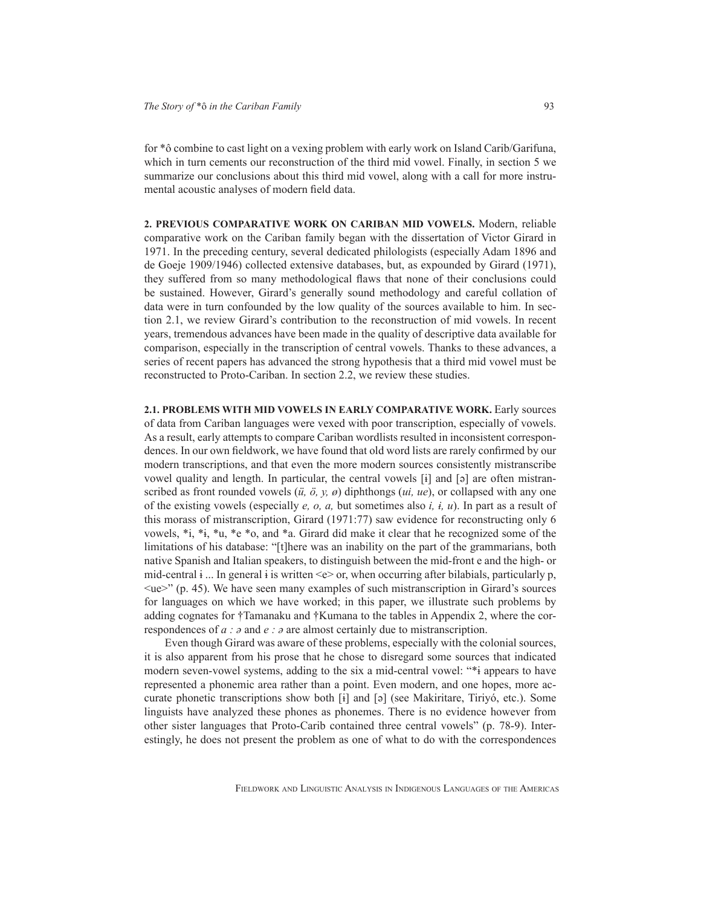for *ô combine to cast light on a vexing problem with early work on Island Carib/Garifuna, which in turn cements our reconstruction of the third mid vowel. Finally, in section 5 we summarize our conclusions about this third mid vowel, along with a call for more instrumental acoustic analyses of modern field data.

## 2. PREVIOUS COMPARATIVE WORK ON CARIBAN MID VOWELS.

Modern, reliable comparative work on the Cariban family began with the dissertation of Victor Girard in 1971. In the preceding century, several dedicated philologists (especially Adam 1896 and de Goeje 1909/1946) collected extensive databases, but, as expounded by Girard (1971), they suffered from so many methodological flaws that none of their conclusions could be sustained. However, Girard's generally sound methodology and careful collation of data were in turn confounded by the low quality of the sources available to him. In section 2.1, we review Girard's contribution to the reconstruction of mid vowels. In recent years, tremendous advances have been made in the quality of descriptive data available for comparison, especially in the transcription of central vowels. Thanks to these advances, a series of recent papers has advanced the strong hypothesis that a third mid vowel must be reconstructed to Proto-Cariban. In section 2.2, we review these studies.

### 2.1. PROBLEMS WITH MID VOWELS IN EARLY COMPARATIVE WORK.

Early sources of data from Cariban languages were vexed with poor transcription, especially of vowels. As a result, early attempts to compare Cariban wordlists resulted in inconsistent correspondences. In our own fieldwork, we have found that old word lists are rarely confirmed by our modern transcriptions, and that even the more modern sources consistently mistranscribe vowel quality and length. In particular, the central vowels [ɨ] and [ə] are often mistranscribed as front rounded vowels (*ü, ö, y, ø*) diphthongs (*ui, ue*), or collapsed with any one of the existing vowels (especially *e, o, a,* but sometimes also *i, ɨ, u*). In part as a result of this morass of mistranscription, Girard (1971:77) saw evidence for reconstructing only 6 vowels, *i, *ɨ, *u, *e *o, and *a. Girard did make it clear that he recognized some of the limitations of his database: "[t]here was an inability on the part of the grammarians, both native Spanish and Italian speakers, to distinguish between the mid-front e and the high- or mid-central ɨ ... In general ɨ is written <e> or, when occurring after bilabials, particularly p, <ue>" (p. 45). We have seen many examples of such mistranscription in Girard's sources for languages on which we have worked; in this paper, we illustrate such problems by adding cognates for †Tamanaku and †Kumana to the tables in Appendix 2, where the correspondences of *a : ə* and *e : ə* are almost certainly due to mistranscription.

Even though Girard was aware of these problems, especially with the colonial sources, it is also apparent from his prose that he chose to disregard some sources that indicated modern seven-vowel systems, adding to the six a mid-central vowel: "*ɨ appears to have represented a phonemic area rather than a point. Even modern, and one hopes, more accurate phonetic transcriptions show both [ɨ] and [ə] (see Makiritare, Tiriyó, etc.). Some linguists have analyzed these phones as phonemes. There is no evidence however from other sister languages that Proto-Carib contained three central vowels" (p. 78-9). Interestingly, he does not present the problem as one of what to do with the correspondences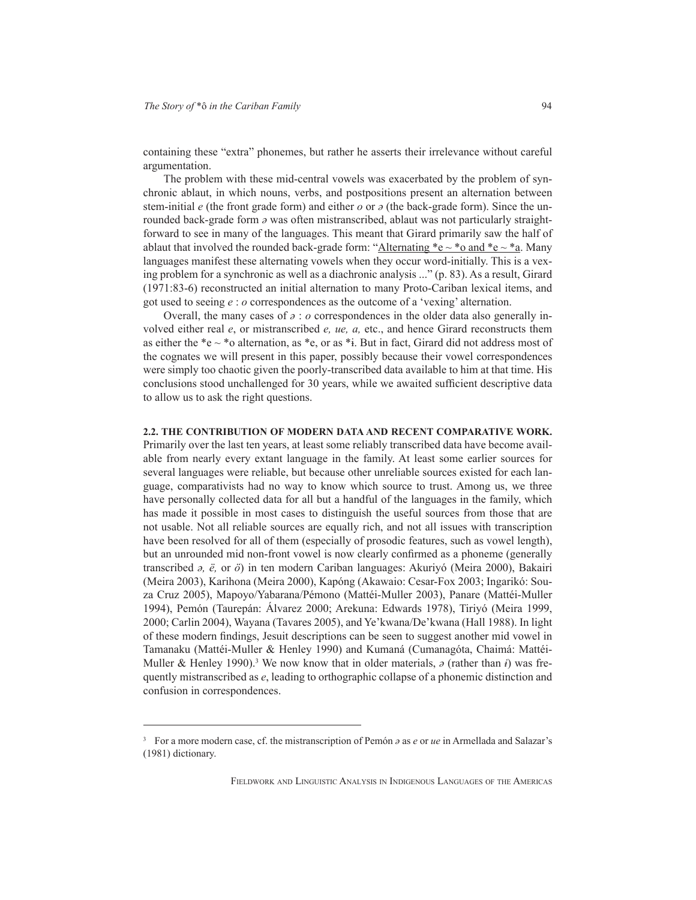containing these "extra" phonemes, but rather he asserts their irrelevance without careful argumentation.

The problem with these mid-central vowels was exacerbated by the problem of synchronic ablaut, in which nouns, verbs, and postpositions present an alternation between stem-initial *e* (the front grade form) and either *o* or *ə* (the back-grade form). Since the unrounded back-grade form *ə* was often mistranscribed, ablaut was not particularly straightforward to see in many of the languages. This meant that Girard primarily saw the half of ablaut that involved the rounded back-grade form: "Alternating *e ~ *o and *e ~ *a. Many languages manifest these alternating vowels when they occur word-initially. This is a vexing problem for a synchronic as well as a diachronic analysis ..." (p. 83). As a result, Girard (1971:83-6) reconstructed an initial alternation to many Proto-Cariban lexical items, and got used to seeing *e* : *o* correspondences as the outcome of a 'vexing' alternation.

Overall, the many cases of *ə* : *o* correspondences in the older data also generally involved either real *e*, or mistranscribed *e, ue, a,* etc., and hence Girard reconstructs them as either the *e ~ *o alternation, as *e, or as *ɨ. But in fact, Girard did not address most of the cognates we will present in this paper, possibly because their vowel correspondences were simply too chaotic given the poorly-transcribed data available to him at that time. His conclusions stood unchallenged for 30 years, while we awaited sufficient descriptive data to allow us to ask the right questions.

**2.2. THE CONTRIBUTION OF MODERN DATA AND RECENT COMPARATIVE WORK.** Primarily over the last ten years, at least some reliably transcribed data have become available from nearly every extant language in the family. At least some earlier sources for several languages were reliable, but because other unreliable sources existed for each language, comparativists had no way to know which source to trust. Among us, we three have personally collected data for all but a handful of the languages in the family, which has made it possible in most cases to distinguish the useful sources from those that are not usable. Not all reliable sources are equally rich, and not all issues with transcription have been resolved for all of them (especially of prosodic features, such as vowel length), but an unrounded mid non-front vowel is now clearly confirmed as a phoneme (generally transcribed *ə, ë,* or *ö*) in ten modern Cariban languages: Akuriyó (Meira 2000), Bakairi (Meira 2003), Karihona (Meira 2000), Kapóng (Akawaio: Cesar-Fox 2003; Ingarikó: Souza Cruz 2005), Mapoyo/Yabarana/Pémono (Mattéi-Muller 2003), Panare (Mattéi-Muller 1994), Pemón (Taurepán: Álvarez 2000; Arekuna: Edwards 1978), Tiriyó (Meira 1999, 2000; Carlin 2004), Wayana (Tavares 2005), and Ye'kwana/De'kwana (Hall 1988). In light of these modern findings, Jesuit descriptions can be seen to suggest another mid vowel in Tamanaku (Mattéi-Muller & Henley 1990) and Kumaná (Cumanagóta, Chaimá: Mattéi-Muller & Henley 1990).[3] We now know that in older materials, *ə* (rather than *ɨ*) was frequently mistranscribed as *e*, leading to orthographic collapse of a phonemic distinction and confusion in correspondences.

---

[3] For a more modern case, cf. the mistranscription of Pemón *ə* as *e* or *ue* in Armellada and Salazar's (1981) dictionary.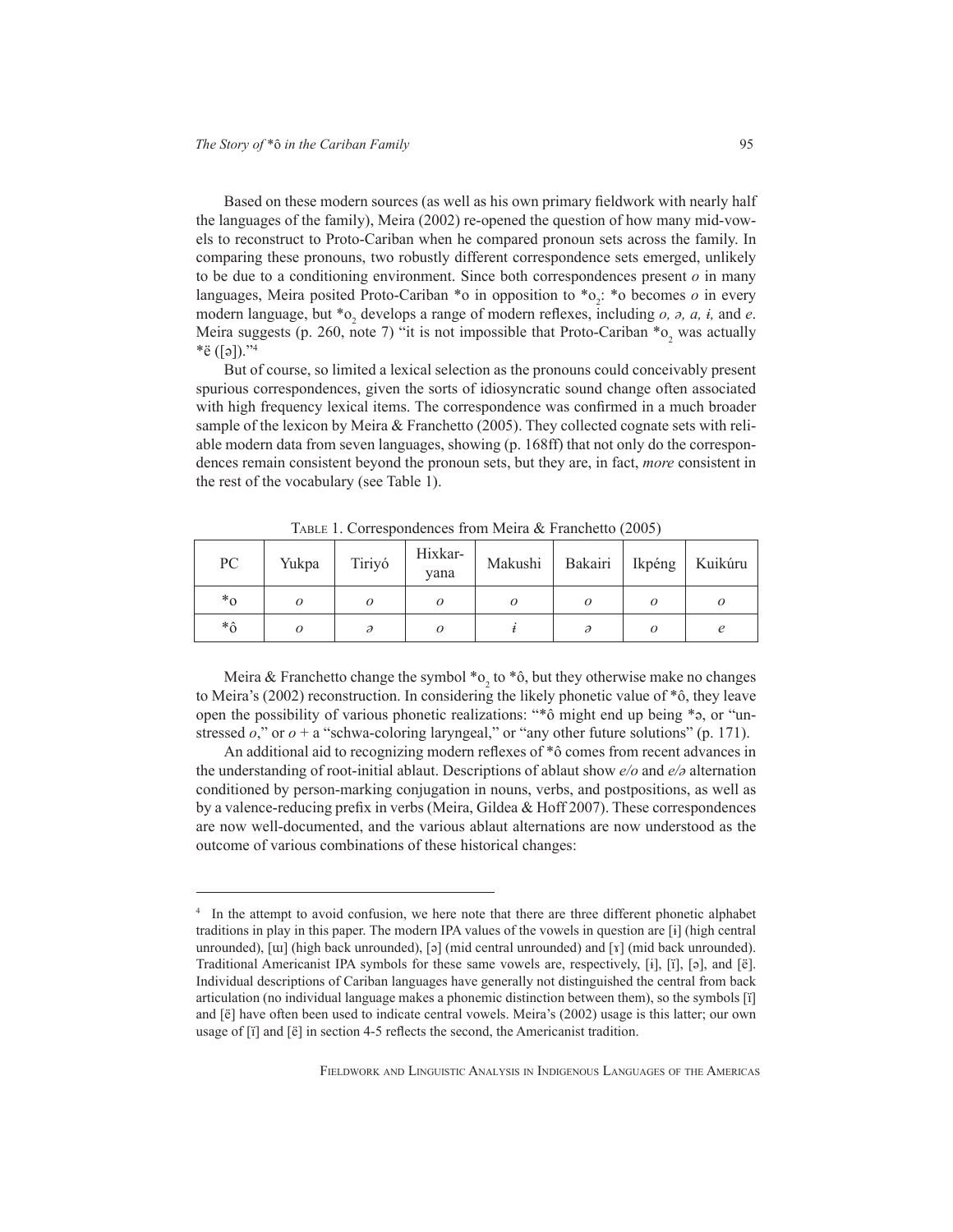Based on these modern sources (as well as his own primary fieldwork with nearly half the languages of the family), Meira (2002) re-opened the question of how many mid-vowels to reconstruct to Proto-Cariban when he compared pronoun sets across the family. In comparing these pronouns, two robustly different correspondence sets emerged, unlikely to be due to a conditioning environment. Since both correspondences present *o* in many languages, Meira posited Proto-Cariban *o in opposition to *$o_2$: *o becomes *o* in every modern language, but *$o_2$ develops a range of modern reflexes, including *o, ə, a, ɨ,* and *e*. Meira suggests (p. 260, note 7) "it is not impossible that Proto-Cariban *$o_2$ was actually *ë ([ə])."[4]

But of course, so limited a lexical selection as the pronouns could conceivably present spurious correspondences, given the sorts of idiosyncratic sound change often associated with high frequency lexical items. The correspondence was confirmed in a much broader sample of the lexicon by Meira & Franchetto (2005). They collected cognate sets with reliable modern data from seven languages, showing (p. 168ff) that not only do the correspondences remain consistent beyond the pronoun sets, but they are, in fact, *more* consistent in the rest of the vocabulary (see Table 1).

Table 1. Correspondences from Meira & Franchetto (2005)

| PC | Yukpa | Tiriyó | Hixkaryana | Makushi | Bakairi | Ikpéng | Kuikúru |
|---|---|---|---|---|---|---|---|
| *o | *o* | *o* | *o* | *o* | *o* | *o* | *o* |
| *ô | *o* | *ə* | *o* | *ɨ* | *ə* | *o* | *e* |

Meira & Franchetto change the symbol *$o_2$ to *ô, but they otherwise make no changes to Meira's (2002) reconstruction. In considering the likely phonetic value of *ô, they leave open the possibility of various phonetic realizations: "*ô might end up being *ɔ, or "unstressed *o*," or *o* + a "schwa-coloring laryngeal," or "any other future solutions" (p. 171).

An additional aid to recognizing modern reflexes of *ô comes from recent advances in the understanding of root-initial ablaut. Descriptions of ablaut show *e/o* and *e/ə* alternation conditioned by person-marking conjugation in nouns, verbs, and postpositions, as well as by a valence-reducing prefix in verbs (Meira, Gildea & Hoff 2007). These correspondences are now well-documented, and the various ablaut alternations are now understood as the outcome of various combinations of these historical changes:

---

[4] In the attempt to avoid confusion, we here note that there are three different phonetic alphabet traditions in play in this paper. The modern IPA values of the vowels in question are [ɨ] (high central unrounded), [ɯ] (high back unrounded), [ə] (mid central unrounded) and [ɤ] (mid back unrounded). Traditional Americanist IPA symbols for these same vowels are, respectively, [ɨ], [ï], [ə], and [ë]. Individual descriptions of Cariban languages have generally not distinguished the central from back articulation (no individual language makes a phonemic distinction between them), so the symbols [ï] and [ë] have often been used to indicate central vowels. Meira's (2002) usage is this latter; our own usage of [ï] and [ë] in section 4-5 reflects the second, the Americanist tradition.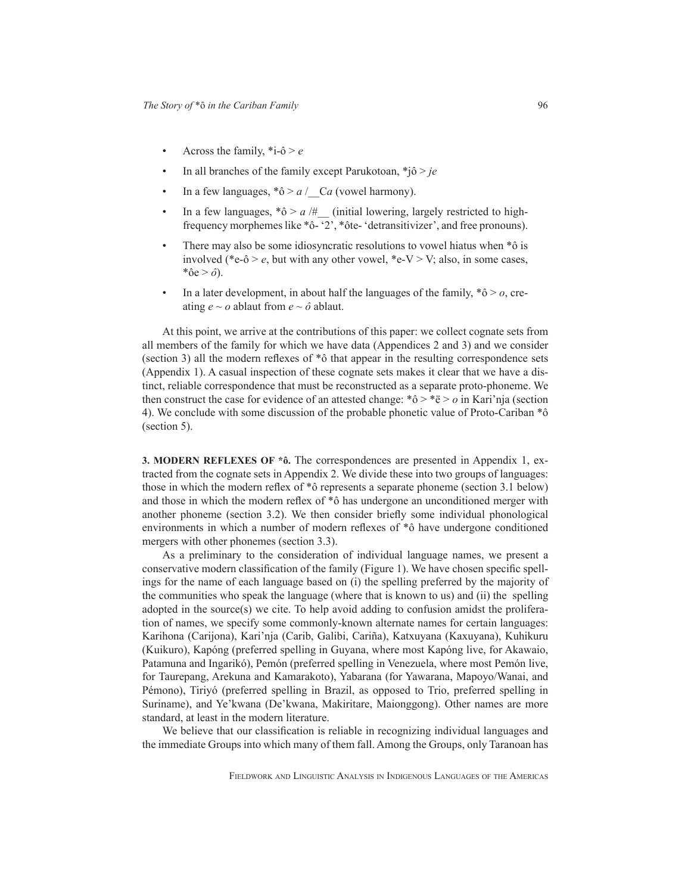- Across the family, *i-ô > *e*
- In all branches of the family except Parukotoan, *jô > *je*
- In a few languages, *ô > *a* /__C*a* (vowel harmony).
- In a few languages, *ô > *a* /#__ (initial lowering, largely restricted to high-frequency morphemes like *ô- '2', *ôte- 'detransitivizer', and free pronouns).
- There may also be some idiosyncratic resolutions to vowel hiatus when *ô is involved (*e-ô > *e*, but with any other vowel, *e-V > V; also, in some cases, *ôe > *ô*).
- In a later development, in about half the languages of the family, *ô > *o*, creating *e* ~ *o* ablaut from *e* ~ *ô* ablaut.

At this point, we arrive at the contributions of this paper: we collect cognate sets from all members of the family for which we have data (Appendices 2 and 3) and we consider (section 3) all the modern reflexes of *ô that appear in the resulting correspondence sets (Appendix 1). A casual inspection of these cognate sets makes it clear that we have a distinct, reliable correspondence that must be reconstructed as a separate proto-phoneme. We then construct the case for evidence of an attested change: *ô > *ë > *o* in Kari'nja (section 4). We conclude with some discussion of the probable phonetic value of Proto-Cariban *ô (section 5).

**3. MODERN REFLEXES OF *ô.** The correspondences are presented in Appendix 1, extracted from the cognate sets in Appendix 2. We divide these into two groups of languages: those in which the modern reflex of *ô represents a separate phoneme (section 3.1 below) and those in which the modern reflex of *ô has undergone an unconditioned merger with another phoneme (section 3.2). We then consider briefly some individual phonological environments in which a number of modern reflexes of *ô have undergone conditioned mergers with other phonemes (section 3.3).

As a preliminary to the consideration of individual language names, we present a conservative modern classification of the family (Figure 1). We have chosen specific spellings for the name of each language based on (i) the spelling preferred by the majority of the communities who speak the language (where that is known to us) and (ii) the spelling adopted in the source(s) we cite. To help avoid adding to confusion amidst the proliferation of names, we specify some commonly-known alternate names for certain languages: Karihona (Carijona), Kari'nja (Carib, Galibi, Cariña), Katxuyana (Kaxuyana), Kuhikuru (Kuikuro), Kapóng (preferred spelling in Guyana, where most Kapóng live, for Akawaio, Patamuna and Ingarikó), Pemón (preferred spelling in Venezuela, where most Pemón live, for Taurepang, Arekuna and Kamarakoto), Yabarana (for Yawarana, Mapoyo/Wanai, and Pémono), Tiriyó (preferred spelling in Brazil, as opposed to Trio, preferred spelling in Suriname), and Ye'kwana (De'kwana, Makiritare, Maionggong). Other names are more standard, at least in the modern literature.

We believe that our classification is reliable in recognizing individual languages and the immediate Groups into which many of them fall. Among the Groups, only Taranoan has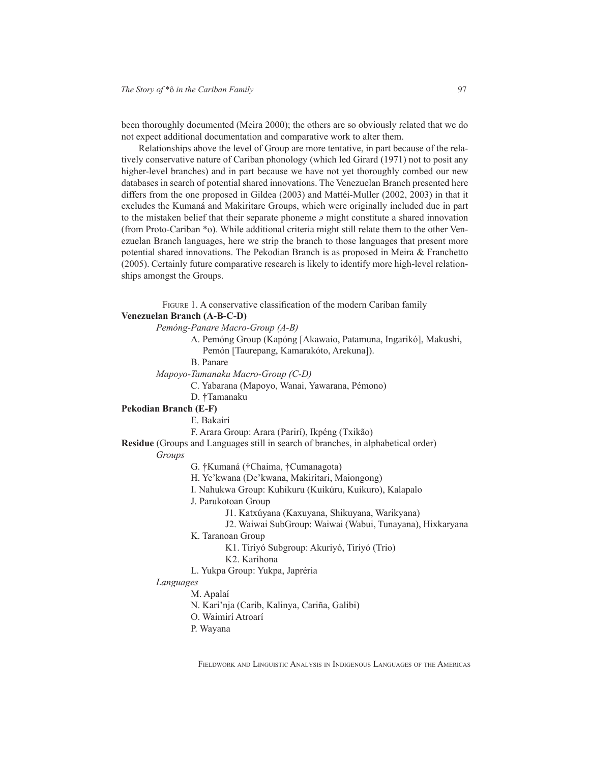been thoroughly documented (Meira 2000); the others are so obviously related that we do not expect additional documentation and comparative work to alter them.

Relationships above the level of Group are more tentative, in part because of the relatively conservative nature of Cariban phonology (which led Girard (1971) not to posit any higher-level branches) and in part because we have not yet thoroughly combed our new databases in search of potential shared innovations. The Venezuelan Branch presented here differs from the one proposed in Gildea (2003) and Mattéi-Muller (2002, 2003) in that it excludes the Kumaná and Makiritare Groups, which were originally included due in part to the mistaken belief that their separate phoneme ə might constitute a shared innovation (from Proto-Cariban *o). While additional criteria might still relate them to the other Venezuelan Branch languages, here we strip the branch to those languages that present more potential shared innovations. The Pekodian Branch is as proposed in Meira & Franchetto (2005). Certainly future comparative research is likely to identify more high-level relationships amongst the Groups.

FIGURE 1. A conservative classification of the modern Cariban family

**Venezuelan Branch (A-B-C-D)**

*Pemóng-Panare Macro-Group (A-B)*

- A. Pemóng Group (Kapóng [Akawaio, Patamuna, Ingarikó], Makushi, Pemón [Taurepang, Kamarakóto, Arekuna]).
- B. Panare

*Mapoyo-Tamanaku Macro-Group (C-D)*

- C. Yabarana (Mapoyo, Wanai, Yawarana, Pémono)
- D. †Tamanaku

**Pekodian Branch (E-F)**

- E. Bakairí
- F. Arara Group: Arara (Parirí), Ikpéng (Txikão)

**Residue** (Groups and Languages still in search of branches, in alphabetical order)

*Groups*

- G. †Kumaná (†Chaima, †Cumanagota)
- H. Ye'kwana (De'kwana, Makiritari, Maiongong)
- I. Nahukwa Group: Kuhikuru (Kuikúru, Kuikuro), Kalapalo
- J. Parukotoan Group
  - J1. Katxúyana (Kaxuyana, Shikuyana, Warikyana)
  - J2. Waiwai SubGroup: Waiwai (Wabui, Tunayana), Hixkaryana
- K. Taranoan Group
  - K1. Tiriyó Subgroup: Akuriyó, Tiriyó (Trio)
  - K2. Karihona
- L. Yukpa Group: Yukpa, Japréria

*Languages*

- M. Apalaí
- N. Kari'nja (Carib, Kalinya, Cariña, Galibi)
- O. Waimirí Atroarí
- P. Wayana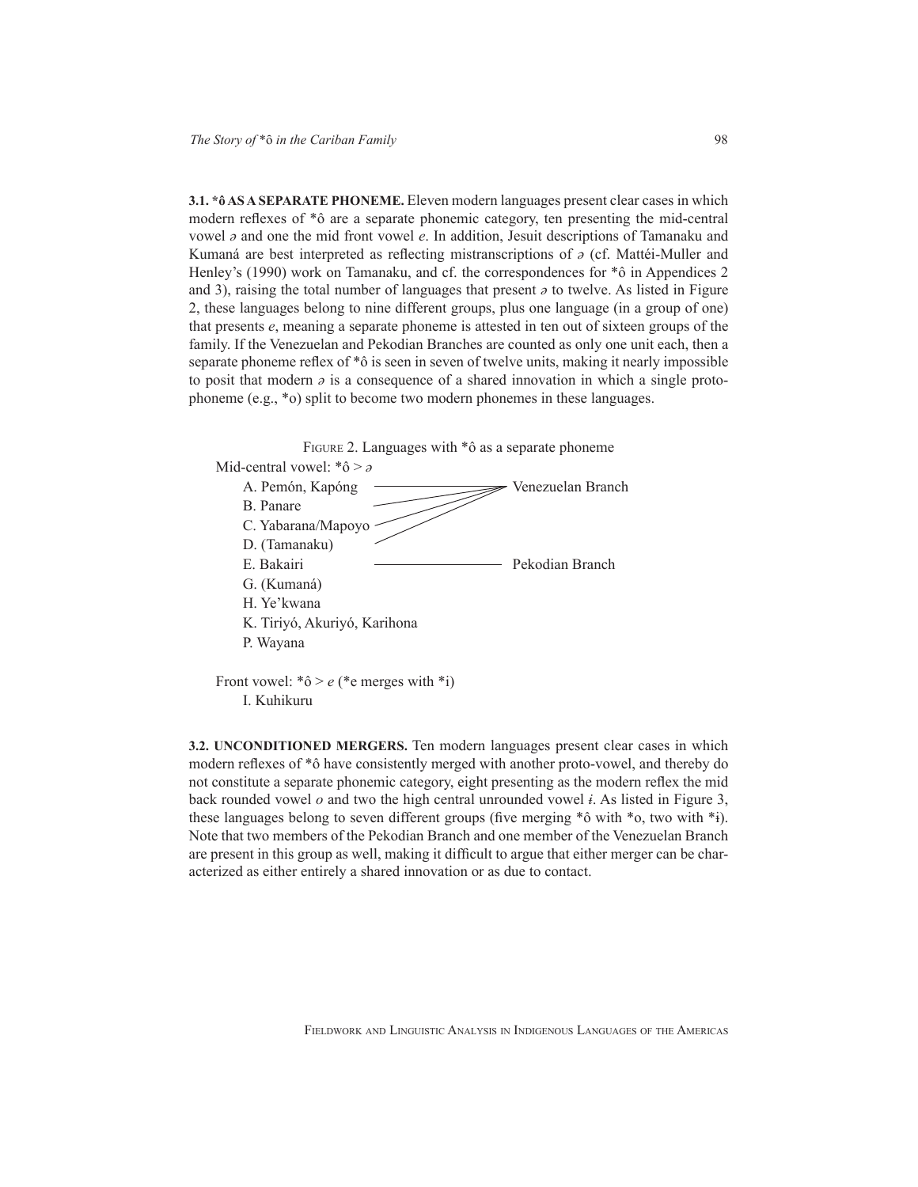**3.1. \*ô AS A SEPARATE PHONEME.** Eleven modern languages present clear cases in which modern reflexes of \*ô are a separate phonemic category, ten presenting the mid-central vowel *ə* and one the mid front vowel *e*. In addition, Jesuit descriptions of Tamanaku and Kumaná are best interpreted as reflecting mistranscriptions of *ə* (cf. Mattéi-Muller and Henley's (1990) work on Tamanaku, and cf. the correspondences for \*ô in Appendices 2 and 3), raising the total number of languages that present *ə* to twelve. As listed in Figure 2, these languages belong to nine different groups, plus one language (in a group of one) that presents *e*, meaning a separate phoneme is attested in ten out of sixteen groups of the family. If the Venezuelan and Pekodian Branches are counted as only one unit each, then a separate phoneme reflex of \*ô is seen in seven of twelve units, making it nearly impossible to posit that modern *ə* is a consequence of a shared innovation in which a single proto-phoneme (e.g., \*o) split to become two modern phonemes in these languages.

FIGURE 2. Languages with \*ô as a separate phoneme

Mid-central vowel: \*ô > *ə*

- A. Pemón, Kapóng — Venezuelan Branch
- B. Panare — Venezuelan Branch
- C. Yabarana/Mapoyo — Venezuelan Branch
- D. (Tamanaku) — Venezuelan Branch
- E. Bakairi — Pekodian Branch
- G. (Kumaná)
- H. Ye'kwana
- K. Tiriyó, Akuriyó, Karihona
- P. Wayana

Front vowel: \*ô > *e* (\*e merges with \*i)

- I. Kuhikuru

**3.2. UNCONDITIONED MERGERS.** Ten modern languages present clear cases in which modern reflexes of \*ô have consistently merged with another proto-vowel, and thereby do not constitute a separate phonemic category, eight presenting as the modern reflex the mid back rounded vowel *o* and two the high central unrounded vowel *ɨ*. As listed in Figure 3, these languages belong to seven different groups (five merging \*ô with \*o, two with \*ɨ). Note that two members of the Pekodian Branch and one member of the Venezuelan Branch are present in this group as well, making it difficult to argue that either merger can be characterized as either entirely a shared innovation or as due to contact.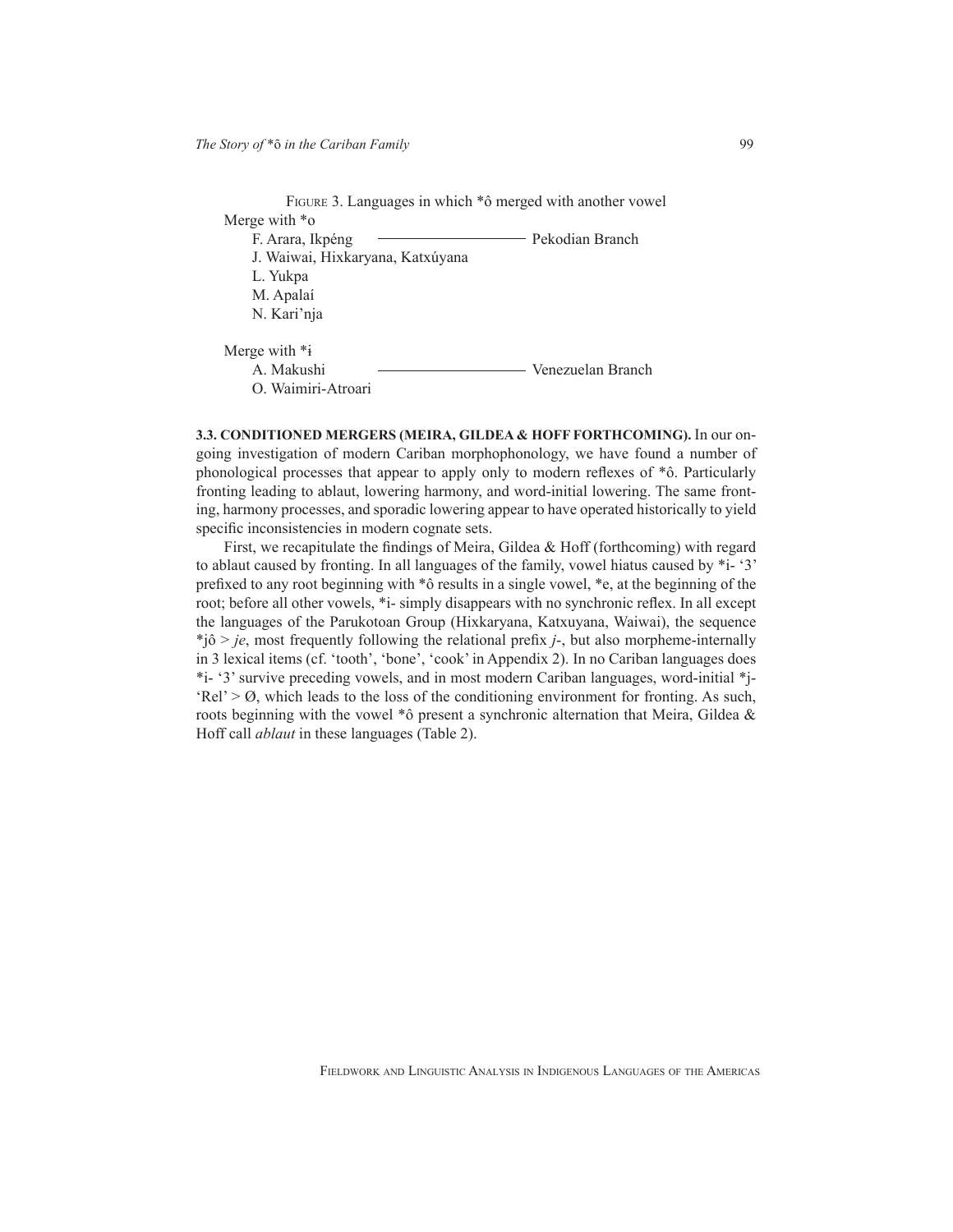FIGURE 3. Languages in which *ô merged with another vowel

Merge with *o

- F. Arara, Ikpéng ———————— Pekodian Branch
- J. Waiwai, Hixkaryana, Katxúyana
- L. Yukpa
- M. Apalaí
- N. Kari'nja

Merge with *ɨ

- A. Makushi ———————— Venezuelan Branch
- O. Waimiri-Atroari

**3.3. CONDITIONED MERGERS (MEIRA, GILDEA & HOFF FORTHCOMING).** In our ongoing investigation of modern Cariban morphophonology, we have found a number of phonological processes that appear to apply only to modern reflexes of *ô. Particularly fronting leading to ablaut, lowering harmony, and word-initial lowering. The same fronting, harmony processes, and sporadic lowering appear to have operated historically to yield specific inconsistencies in modern cognate sets.

First, we recapitulate the findings of Meira, Gildea & Hoff (forthcoming) with regard to ablaut caused by fronting. In all languages of the family, vowel hiatus caused by *i- '3' prefixed to any root beginning with *ô results in a single vowel, *e, at the beginning of the root; before all other vowels, *i- simply disappears with no synchronic reflex. In all except the languages of the Parukotoan Group (Hixkaryana, Katxuyana, Waiwai), the sequence *jô > *je*, most frequently following the relational prefix *j*-, but also morpheme-internally in 3 lexical items (cf. 'tooth', 'bone', 'cook' in Appendix 2). In no Cariban languages does *i- '3' survive preceding vowels, and in most modern Cariban languages, word-initial *j- 'Rel' > Ø, which leads to the loss of the conditioning environment for fronting. As such, roots beginning with the vowel *ô present a synchronic alternation that Meira, Gildea & Hoff call *ablaut* in these languages (Table 2).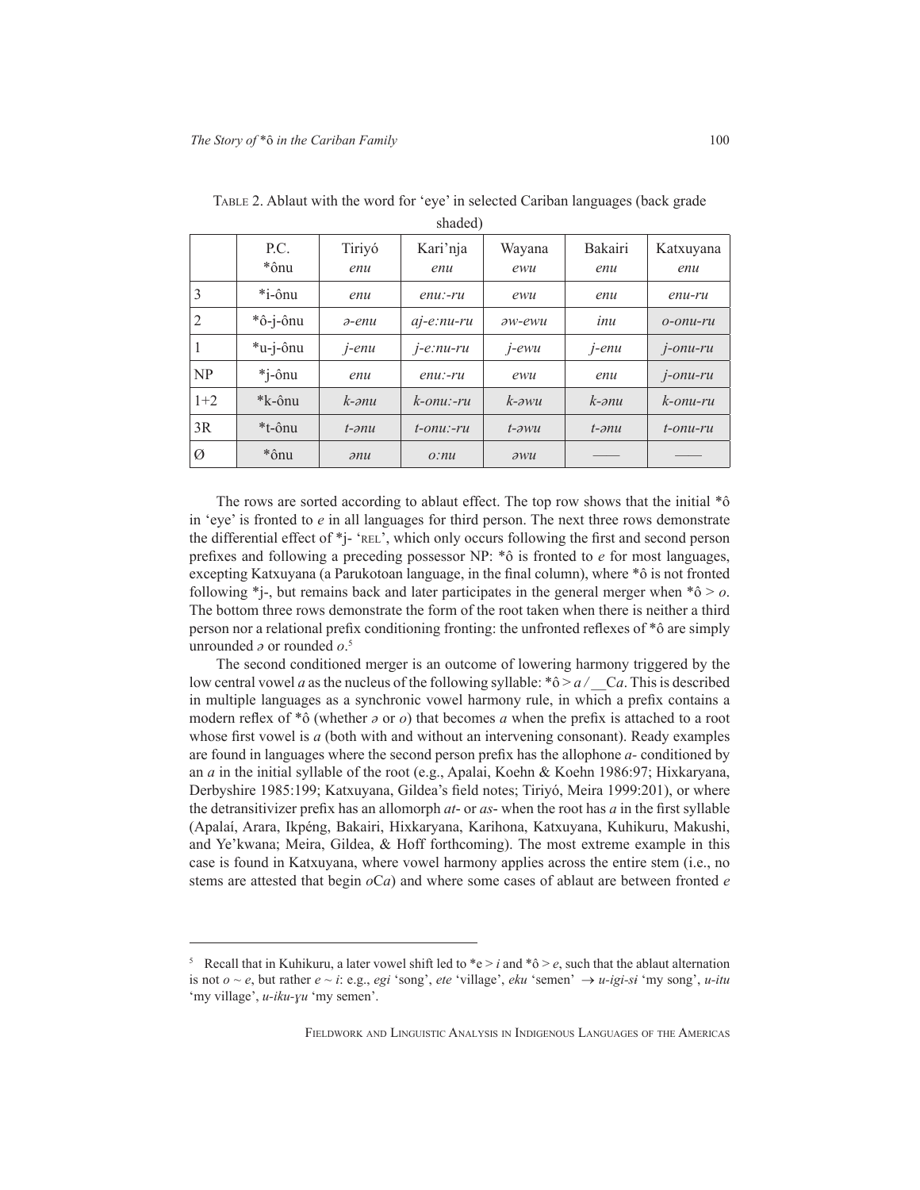TABLE 2. Ablaut with the word for 'eye' in selected Cariban languages (back grade shaded)

| | P.C. *ônu | Tiriyó *enu* | Kari'nja *enu* | Wayana *ewu* | Bakairi *enu* | Katxuyana *enu* |
|---|---|---|---|---|---|---|
| 3 | *i-ônu | *enu* | *enu:-ru* | *ewu* | *enu* | *enu-ru* |
| 2 | *ô-j-ônu | *ə-enu* | *aj-e:nu-ru* | *əw-ewu* | *inu* | *o-onu-ru* |
| 1 | *u-j-ônu | *j-enu* | *j-e:nu-ru* | *j-ewu* | *j-enu* | *j-onu-ru* |
| NP | *j-ônu | *enu* | *enu:-ru* | *ewu* | *enu* | *j-onu-ru* |
| 1+2 | *k-ônu | *k-ənu* | *k-onu:-ru* | *k-əwu* | *k-ənu* | *k-onu-ru* |
| 3R | *t-ônu | *t-ənu* | *t-onu:-ru* | *t-əwu* | *t-ənu* | *t-onu-ru* |
| Ø | *ônu | *ənu* | *o:nu* | *əwu* | —— | —— |

The rows are sorted according to ablaut effect. The top row shows that the initial *ô in 'eye' is fronted to *e* in all languages for third person. The next three rows demonstrate the differential effect of *j- 'REL', which only occurs following the first and second person prefixes and following a preceding possessor NP: *ô is fronted to *e* for most languages, excepting Katxuyana (a Parukotoan language, in the final column), where *ô is not fronted following *j-, but remains back and later participates in the general merger when *ô > *o*. The bottom three rows demonstrate the form of the root taken when there is neither a third person nor a relational prefix conditioning fronting: the unfronted reflexes of *ô are simply unrounded *ə* or rounded *o*.[5]

The second conditioned merger is an outcome of lowering harmony triggered by the low central vowel *a* as the nucleus of the following syllable: *ô > *a* / __C*a*. This is described in multiple languages as a synchronic vowel harmony rule, in which a prefix contains a modern reflex of *ô (whether *ə* or *o*) that becomes *a* when the prefix is attached to a root whose first vowel is *a* (both with and without an intervening consonant). Ready examples are found in languages where the second person prefix has the allophone *a-* conditioned by an *a* in the initial syllable of the root (e.g., Apalai, Koehn & Koehn 1986:97; Hixkaryana, Derbyshire 1985:199; Katxuyana, Gildea's field notes; Tiriyó, Meira 1999:201), or where the detransitivizer prefix has an allomorph *at-* or *as-* when the root has *a* in the first syllable (Apalaí, Arara, Ikpéng, Bakairi, Hixkaryana, Karihona, Katxuyana, Kuhikuru, Makushi, and Ye'kwana; Meira, Gildea, & Hoff forthcoming). The most extreme example in this case is found in Katxuyana, where vowel harmony applies across the entire stem (i.e., no stems are attested that begin *o*C*a*) and where some cases of ablaut are between fronted *e*

[5] Recall that in Kuhikuru, a later vowel shift led to *e > *i* and *ô > *e*, such that the ablaut alternation is not *o* ~ *e*, but rather *e* ~ *i*: e.g., *egi* 'song', *ete* 'village', *eku* 'semen' → *u-igi-sɨ* 'my song', *u-itu* 'my village', *u-iku-ɣu* 'my semen'.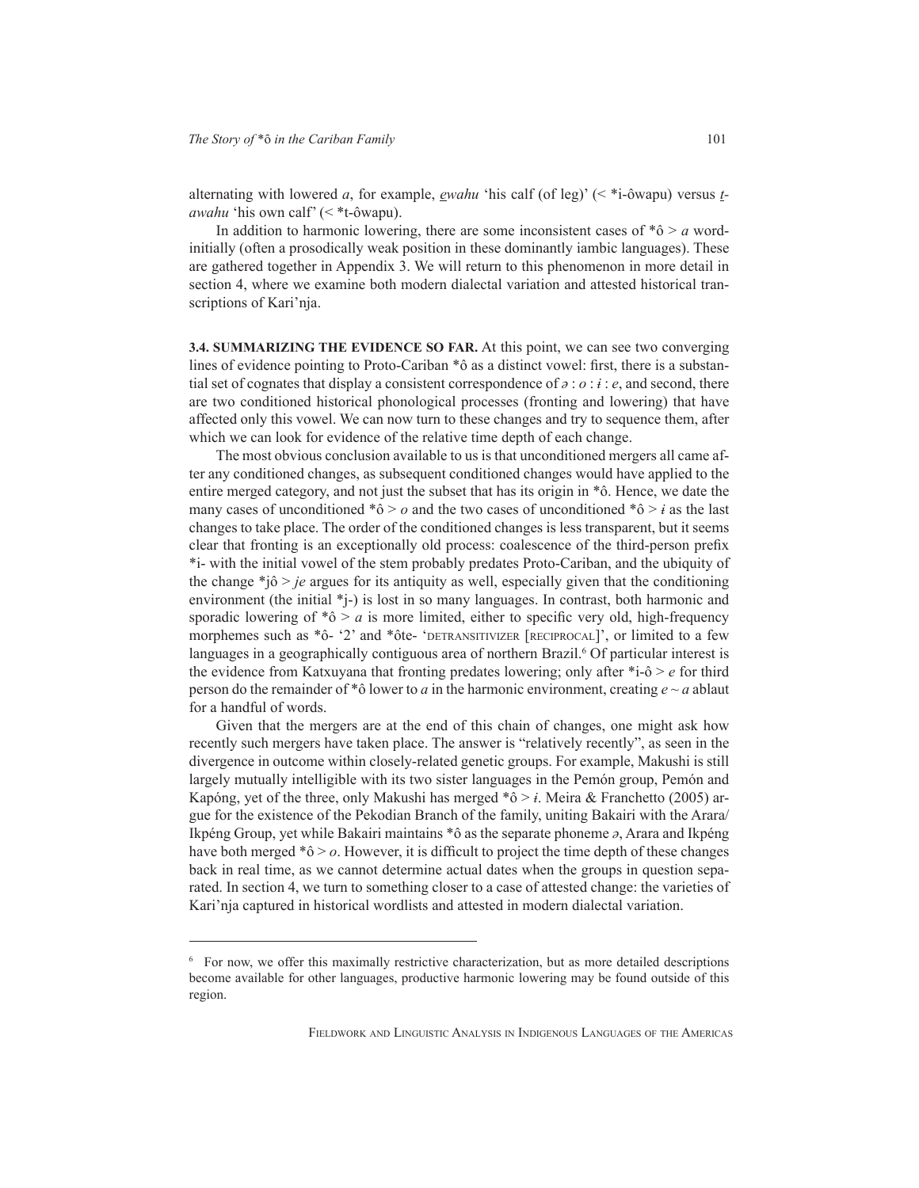alternating with lowered *a*, for example, *e̲wahu* 'his calf (of leg)' (< *i-ôwapu) versus *t̲-awahu* 'his own calf' (< *t-ôwapu).

In addition to harmonic lowering, there are some inconsistent cases of *ô > *a* word-initially (often a prosodically weak position in these dominantly iambic languages). These are gathered together in Appendix 3. We will return to this phenomenon in more detail in section 4, where we examine both modern dialectal variation and attested historical transcriptions of Kari'nja.

**3.4. SUMMARIZING THE EVIDENCE SO FAR.** At this point, we can see two converging lines of evidence pointing to Proto-Cariban *ô as a distinct vowel: first, there is a substantial set of cognates that display a consistent correspondence of *ə* : *o* : *ɨ* : *e*, and second, there are two conditioned historical phonological processes (fronting and lowering) that have affected only this vowel. We can now turn to these changes and try to sequence them, after which we can look for evidence of the relative time depth of each change.

The most obvious conclusion available to us is that unconditioned mergers all came after any conditioned changes, as subsequent conditioned changes would have applied to the entire merged category, and not just the subset that has its origin in *ô. Hence, we date the many cases of unconditioned *ô > *o* and the two cases of unconditioned *ô > *ɨ* as the last changes to take place. The order of the conditioned changes is less transparent, but it seems clear that fronting is an exceptionally old process: coalescence of the third-person prefix *i- with the initial vowel of the stem probably predates Proto-Cariban, and the ubiquity of the change *jô > *je* argues for its antiquity as well, especially given that the conditioning environment (the initial *j-) is lost in so many languages. In contrast, both harmonic and sporadic lowering of *ô > *a* is more limited, either to specific very old, high-frequency morphemes such as *ô- '2' and *ôte- 'DETRANSITIVIZER [RECIPROCAL]', or limited to a few languages in a geographically contiguous area of northern Brazil.[6] Of particular interest is the evidence from Katxuyana that fronting predates lowering; only after *i-ô > *e* for third person do the remainder of *ô lower to *a* in the harmonic environment, creating *e* ~ *a* ablaut for a handful of words.

Given that the mergers are at the end of this chain of changes, one might ask how recently such mergers have taken place. The answer is "relatively recently", as seen in the divergence in outcome within closely-related genetic groups. For example, Makushi is still largely mutually intelligible with its two sister languages in the Pemón group, Pemón and Kapóng, yet of the three, only Makushi has merged *ô > *ɨ*. Meira & Franchetto (2005) argue for the existence of the Pekodian Branch of the family, uniting Bakairi with the Arara/Ikpéng Group, yet while Bakairi maintains *ô as the separate phoneme *ə*, Arara and Ikpéng have both merged *ô > *o*. However, it is difficult to project the time depth of these changes back in real time, as we cannot determine actual dates when the groups in question separated. In section 4, we turn to something closer to a case of attested change: the varieties of Kari'nja captured in historical wordlists and attested in modern dialectal variation.

---

[6] For now, we offer this maximally restrictive characterization, but as more detailed descriptions become available for other languages, productive harmonic lowering may be found outside of this region.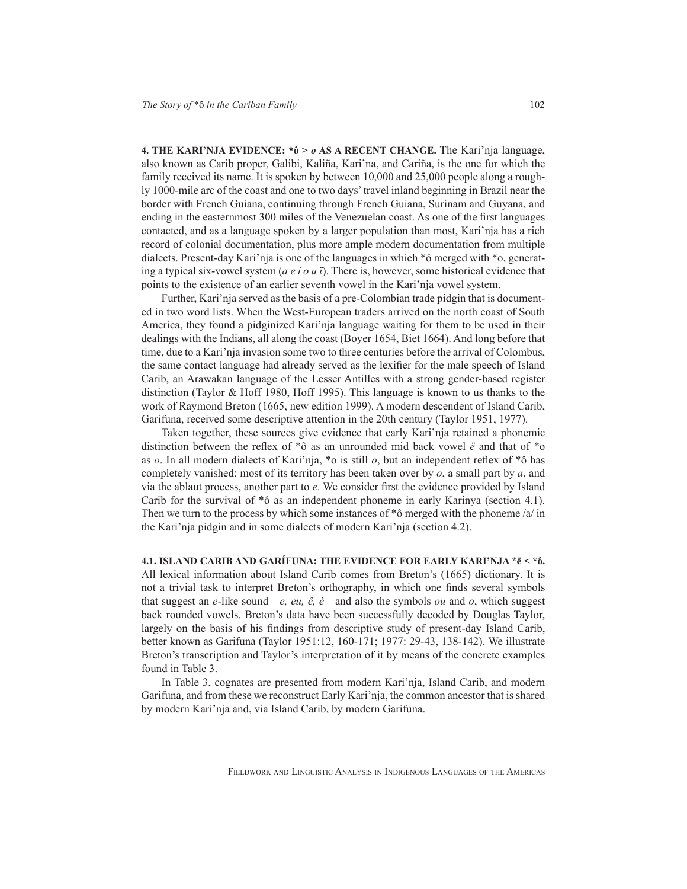**4. THE KARI'NJA EVIDENCE: *ô > *o* AS A RECENT CHANGE.** The Kari'nja language, also known as Carib proper, Galibi, Kaliña, Kari'na, and Cariña, is the one for which the family received its name. It is spoken by between 10,000 and 25,000 people along a roughly 1000-mile arc of the coast and one to two days' travel inland beginning in Brazil near the border with French Guiana, continuing through French Guiana, Surinam and Guyana, and ending in the easternmost 300 miles of the Venezuelan coast. As one of the first languages contacted, and as a language spoken by a larger population than most, Kari'nja has a rich record of colonial documentation, plus more ample modern documentation from multiple dialects. Present-day Kari'nja is one of the languages in which *ô merged with *o, generating a typical six-vowel system (*a e i o u ɨ*). There is, however, some historical evidence that points to the existence of an earlier seventh vowel in the Kari'nja vowel system.

Further, Kari'nja served as the basis of a pre-Colombian trade pidgin that is documented in two word lists. When the West-European traders arrived on the north coast of South America, they found a pidginized Kari'nja language waiting for them to be used in their dealings with the Indians, all along the coast (Boyer 1654, Biet 1664). And long before that time, due to a Kari'nja invasion some two to three centuries before the arrival of Colombus, the same contact language had already served as the lexifier for the male speech of Island Carib, an Arawakan language of the Lesser Antilles with a strong gender-based register distinction (Taylor & Hoff 1980, Hoff 1995). This language is known to us thanks to the work of Raymond Breton (1665, new edition 1999). A modern descendent of Island Carib, Garifuna, received some descriptive attention in the 20th century (Taylor 1951, 1977).

Taken together, these sources give evidence that early Kari'nja retained a phonemic distinction between the reflex of *ô as an unrounded mid back vowel *ë* and that of *o as *o*. In all modern dialects of Kari'nja, *o is still *o*, but an independent reflex of *ô has completely vanished: most of its territory has been taken over by *o*, a small part by *a*, and via the ablaut process, another part to *e*. We consider first the evidence provided by Island Carib for the survival of *ô as an independent phoneme in early Karinya (section 4.1). Then we turn to the process by which some instances of *ô merged with the phoneme /a/ in the Kari'nja pidgin and in some dialects of modern Kari'nja (section 4.2).

**4.1. ISLAND CARIB AND GARÍFUNA: THE EVIDENCE FOR EARLY KARI'NJA *ë < *ô.** All lexical information about Island Carib comes from Breton's (1665) dictionary. It is not a trivial task to interpret Breton's orthography, in which one finds several symbols that suggest an *e*-like sound—*e, eu, ê, é*—and also the symbols *ou* and *o*, which suggest back rounded vowels. Breton's data have been successfully decoded by Douglas Taylor, largely on the basis of his findings from descriptive study of present-day Island Carib, better known as Garifuna (Taylor 1951:12, 160-171; 1977: 29-43, 138-142). We illustrate Breton's transcription and Taylor's interpretation of it by means of the concrete examples found in Table 3.

In Table 3, cognates are presented from modern Kari'nja, Island Carib, and modern Garifuna, and from these we reconstruct Early Kari'nja, the common ancestor that is shared by modern Kari'nja and, via Island Carib, by modern Garifuna.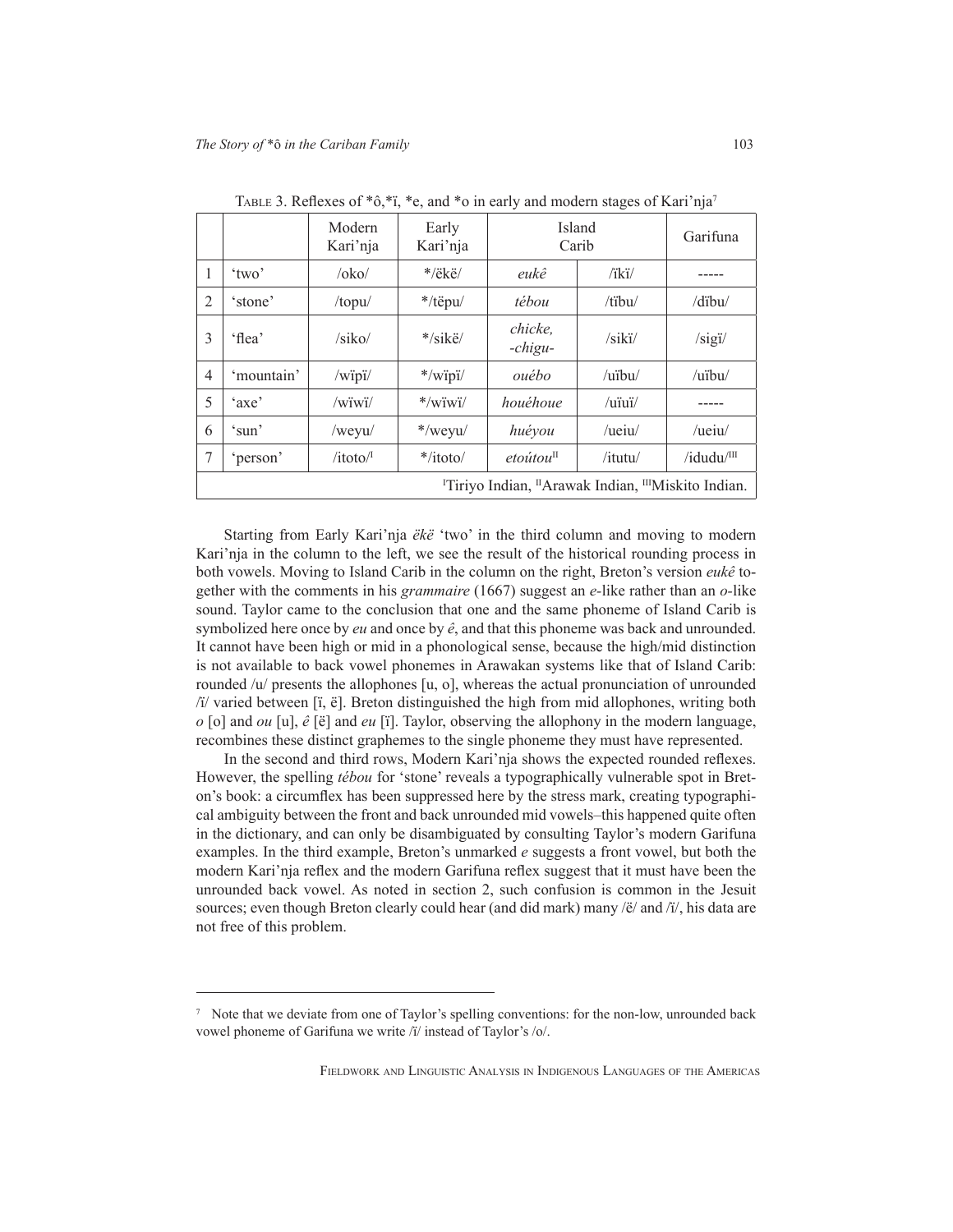Table 3. Reflexes of *ô,*ï, *e, and *o in early and modern stages of Kari'nja[7]

| | | Modern Kari'nja | Early Kari'nja | Island Carib | | Garifuna |
|---|---|---|---|---|---|---|
| 1 | 'two' | /oko/ | */ëkë/ | *eukê* | /ïkï/ | ----- |
| 2 | 'stone' | /topu/ | */tëpu/ | *tébou* | /tïbu/ | /dïbu/ |
| 3 | 'flea' | /siko/ | */sikë/ | *chicke, -chigu-* | /sikï/ | /sigï/ |
| 4 | 'mountain' | /wïpï/ | */wïpï/ | *ouébo* | /uïbu/ | /uïbu/ |
| 5 | 'axe' | /wïwï/ | */wïwï/ | *houéhoue* | /uïuï/ | ----- |
| 6 | 'sun' | /weyu/ | */weyu/ | *huéyou* | /ueiu/ | /ueiu/ |
| 7 | 'person' | /itoto/[I] | */itoto/ | *etoútou*[II] | /itutu/ | /idudu/[III] |

[I]Tiriyo Indian, [II]Arawak Indian, [III]Miskito Indian.

Starting from Early Kari'nja *ëkë* 'two' in the third column and moving to modern Kari'nja in the column to the left, we see the result of the historical rounding process in both vowels. Moving to Island Carib in the column on the right, Breton's version *eukê* together with the comments in his *grammaire* (1667) suggest an *e*-like rather than an *o*-like sound. Taylor came to the conclusion that one and the same phoneme of Island Carib is symbolized here once by *eu* and once by *ê*, and that this phoneme was back and unrounded. It cannot have been high or mid in a phonological sense, because the high/mid distinction is not available to back vowel phonemes in Arawakan systems like that of Island Carib: rounded /u/ presents the allophones [u, o], whereas the actual pronunciation of unrounded /ï/ varied between [ï, ë]. Breton distinguished the high from mid allophones, writing both *o* [o] and *ou* [u], *ê* [ë] and *eu* [ï]. Taylor, observing the allophony in the modern language, recombines these distinct graphemes to the single phoneme they must have represented.

In the second and third rows, Modern Kari'nja shows the expected rounded reflexes. However, the spelling *tébou* for 'stone' reveals a typographically vulnerable spot in Breton's book: a circumflex has been suppressed here by the stress mark, creating typographical ambiguity between the front and back unrounded mid vowels–this happened quite often in the dictionary, and can only be disambiguated by consulting Taylor's modern Garifuna examples. In the third example, Breton's unmarked *e* suggests a front vowel, but both the modern Kari'nja reflex and the modern Garifuna reflex suggest that it must have been the unrounded back vowel. As noted in section 2, such confusion is common in the Jesuit sources; even though Breton clearly could hear (and did mark) many /ë/ and /ï/, his data are not free of this problem.

[7] Note that we deviate from one of Taylor's spelling conventions: for the non-low, unrounded back vowel phoneme of Garifuna we write /ï/ instead of Taylor's /o/.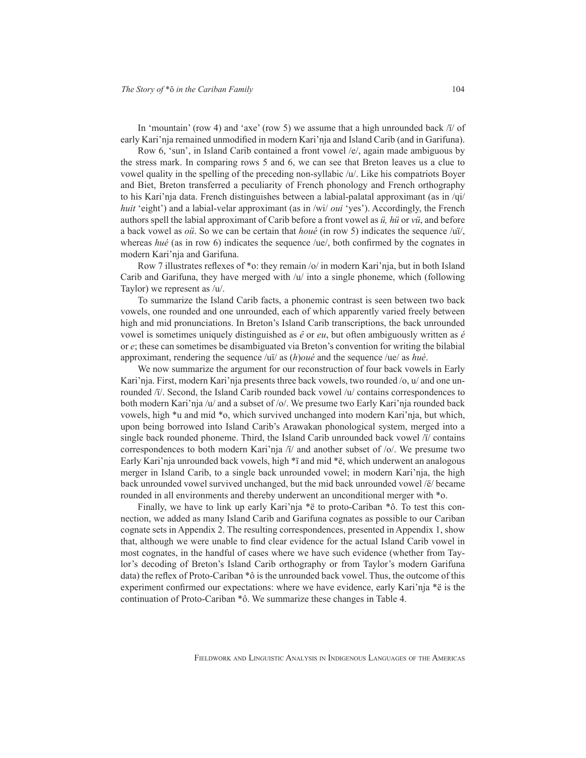In 'mountain' (row 4) and 'axe' (row 5) we assume that a high unrounded back /ï/ of early Kari'nja remained unmodified in modern Kari'nja and Island Carib (and in Garifuna).

Row 6, 'sun', in Island Carib contained a front vowel /e/, again made ambiguous by the stress mark. In comparing rows 5 and 6, we can see that Breton leaves us a clue to vowel quality in the spelling of the preceding non-syllabic /u/. Like his compatriots Boyer and Biet, Breton transferred a peculiarity of French phonology and French orthography to his Kari'nja data. French distinguishes between a labial-palatal approximant (as in /ɥi/ *huit* 'eight') and a labial-velar approximant (as in /wi/ *oui* 'yes'). Accordingly, the French authors spell the labial approximant of Carib before a front vowel as *ü, hü* or *vü*, and before a back vowel as *oü*. So we can be certain that *houé* (in row 5) indicates the sequence /uï/, whereas *hué* (as in row 6) indicates the sequence /ue/, both confirmed by the cognates in modern Kari'nja and Garifuna.

Row 7 illustrates reflexes of *o: they remain /o/ in modern Kari'nja, but in both Island Carib and Garifuna, they have merged with /u/ into a single phoneme, which (following Taylor) we represent as /u/.

To summarize the Island Carib facts, a phonemic contrast is seen between two back vowels, one rounded and one unrounded, each of which apparently varied freely between high and mid pronunciations. In Breton's Island Carib transcriptions, the back unrounded vowel is sometimes uniquely distinguished as *ê* or *eu*, but often ambiguously written as *é* or *e*; these can sometimes be disambiguated via Breton's convention for writing the bilabial approximant, rendering the sequence /uï/ as (*h*)*oué* and the sequence /ue/ as *hué*.

We now summarize the argument for our reconstruction of four back vowels in Early Kari'nja. First, modern Kari'nja presents three back vowels, two rounded /o, u/ and one unrounded /ï/. Second, the Island Carib rounded back vowel /u/ contains correspondences to both modern Kari'nja /u/ and a subset of /o/. We presume two Early Kari'nja rounded back vowels, high *u and mid *o, which survived unchanged into modern Kari'nja, but which, upon being borrowed into Island Carib's Arawakan phonological system, merged into a single back rounded phoneme. Third, the Island Carib unrounded back vowel /ï/ contains correspondences to both modern Kari'nja /ï/ and another subset of /o/. We presume two Early Kari'nja unrounded back vowels, high *ï and mid *ë, which underwent an analogous merger in Island Carib, to a single back unrounded vowel; in modern Kari'nja, the high back unrounded vowel survived unchanged, but the mid back unrounded vowel /ë/ became rounded in all environments and thereby underwent an unconditional merger with *o.

Finally, we have to link up early Kari'nja *ë to proto-Cariban *ô. To test this connection, we added as many Island Carib and Garifuna cognates as possible to our Cariban cognate sets in Appendix 2. The resulting correspondences, presented in Appendix 1, show that, although we were unable to find clear evidence for the actual Island Carib vowel in most cognates, in the handful of cases where we have such evidence (whether from Taylor's decoding of Breton's Island Carib orthography or from Taylor's modern Garifuna data) the reflex of Proto-Cariban *ô is the unrounded back vowel. Thus, the outcome of this experiment confirmed our expectations: where we have evidence, early Kari'nja *ë is the continuation of Proto-Cariban *ô. We summarize these changes in Table 4.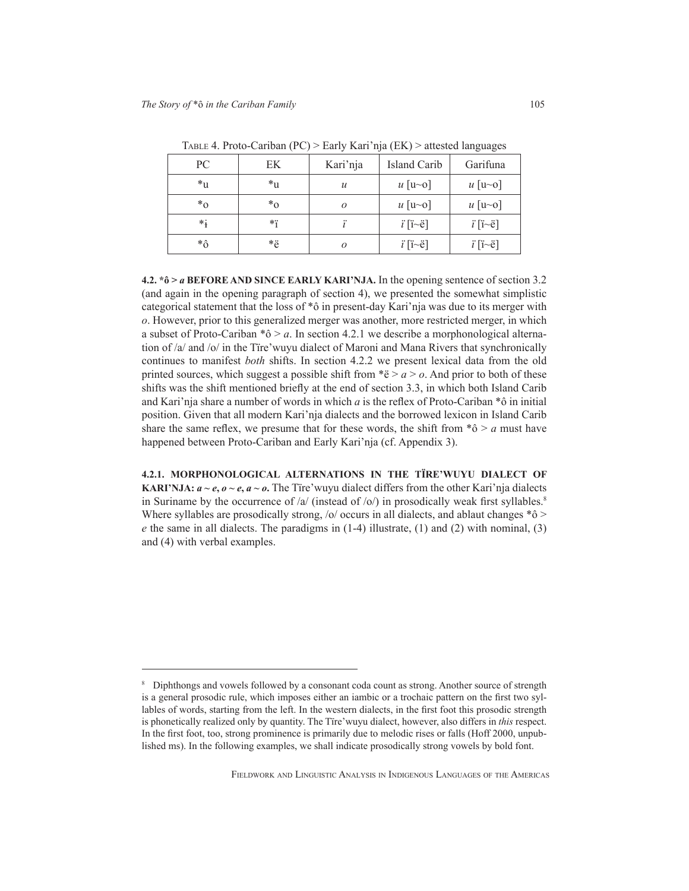Table 4. Proto-Cariban (PC) > Early Kari'nja (EK) > attested languages

| PC | EK | Kari'nja | Island Carib | Garifuna |
|---|---|---|---|---|
| *u | *u | *u* | *u* [u~o] | *u* [u~o] |
| *o | *o | *o* | *u* [u~o] | *u* [u~o] |
| *ɨ | *ï | *ï* | *ï* [ï~ë] | *ï* [ï~ë] |
| *ô | *ë | *o* | *ï* [ï~ë] | *ï* [ï~ë] |

**4.2. *ô > *a* BEFORE AND SINCE EARLY KARI'NJA.** In the opening sentence of section 3.2 (and again in the opening paragraph of section 4), we presented the somewhat simplistic categorical statement that the loss of *ô in present-day Kari'nja was due to its merger with *o*. However, prior to this generalized merger was another, more restricted merger, in which a subset of Proto-Cariban *ô > *a*. In section 4.2.1 we describe a morphonological alternation of /a/ and /o/ in the Tïre'wuyu dialect of Maroni and Mana Rivers that synchronically continues to manifest *both* shifts. In section 4.2.2 we present lexical data from the old printed sources, which suggest a possible shift from *ë > *a* > *o*. And prior to both of these shifts was the shift mentioned briefly at the end of section 3.3, in which both Island Carib and Kari'nja share a number of words in which *a* is the reflex of Proto-Cariban *ô in initial position. Given that all modern Kari'nja dialects and the borrowed lexicon in Island Carib share the same reflex, we presume that for these words, the shift from *ô > *a* must have happened between Proto-Cariban and Early Kari'nja (cf. Appendix 3).

**4.2.1. MORPHONOLOGICAL ALTERNATIONS IN THE TÏRE'WUYU DIALECT OF KARI'NJA: *a ~ e*, *o ~ e*, *a ~ o*.** The Tïre'wuyu dialect differs from the other Kari'nja dialects in Suriname by the occurrence of /a/ (instead of /o/) in prosodically weak first syllables.[8] Where syllables are prosodically strong, /o/ occurs in all dialects, and ablaut changes *ô > *e* the same in all dialects. The paradigms in (1-4) illustrate, (1) and (2) with nominal, (3) and (4) with verbal examples.

[8] Diphthongs and vowels followed by a consonant coda count as strong. Another source of strength is a general prosodic rule, which imposes either an iambic or a trochaic pattern on the first two syllables of words, starting from the left. In the western dialects, in the first foot this prosodic strength is phonetically realized only by quantity. The Tïre'wuyu dialect, however, also differs in *this* respect. In the first foot, too, strong prominence is primarily due to melodic rises or falls (Hoff 2000, unpublished ms). In the following examples, we shall indicate prosodically strong vowels by bold font.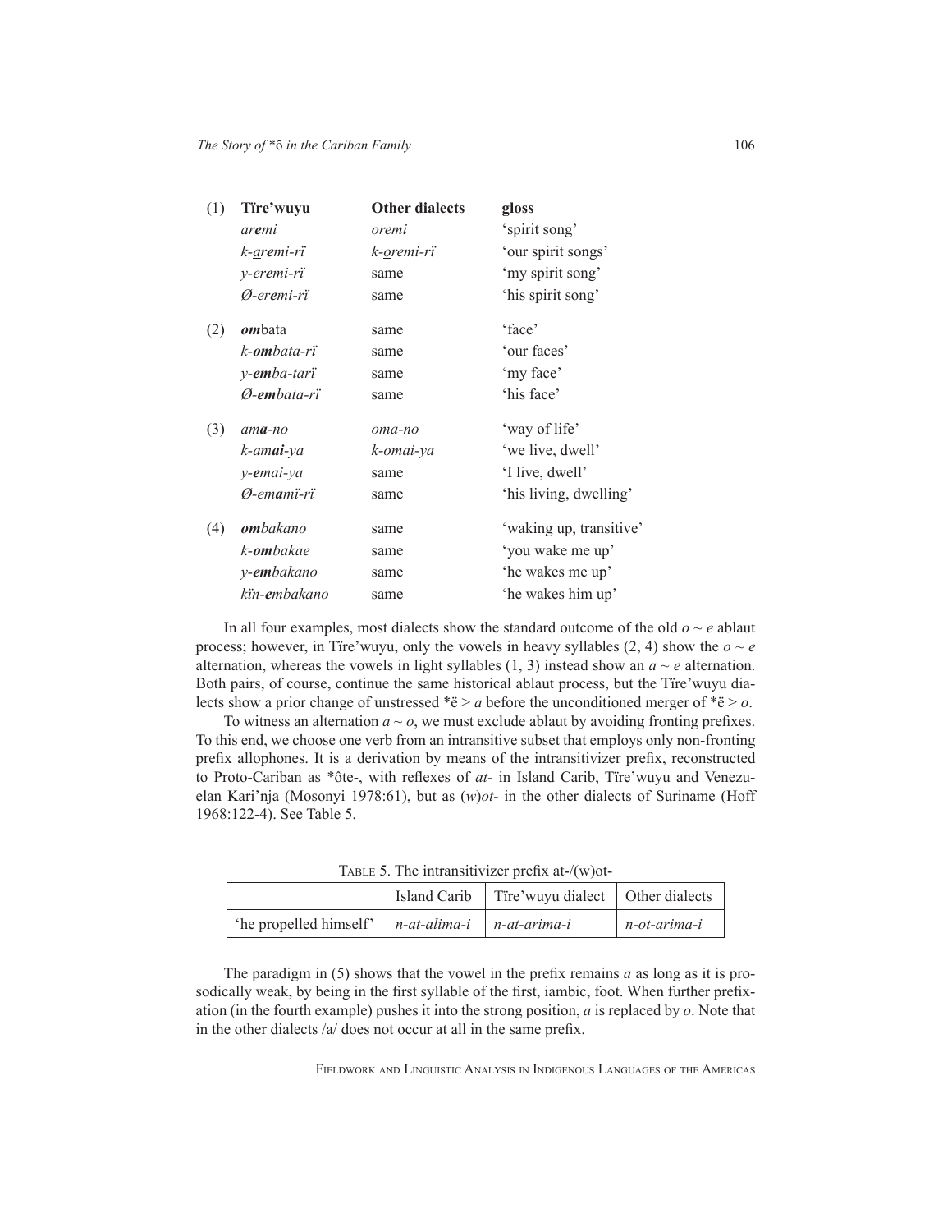| (1) | **Tïre'wuyu** | **Other dialects** | **gloss** |
|---|---|---|---|
| | *ar**e**mi* | *oremi* | 'spirit song' |
| | *k-a̲r**e**mi-rï* | *k-o̲remi-rï* | 'our spirit songs' |
| | *y-er**e**mi-rï* | same | 'my spirit song' |
| | *Ø-er**e**mi-rï* | same | 'his spirit song' |
| (2) | ***om**bata* | same | 'face' |
| | *k-**om**bata-rï* | same | 'our faces' |
| | *y-**em**ba-tarï* | same | 'my face' |
| | *Ø-**em**bata-rï* | same | 'his face' |
| (3) | *am**a**-no* | *oma-no* | 'way of life' |
| | *k-am**ai**-ya* | *k-omai-ya* | 'we live, dwell' |
| | *y-**e**mai-ya* | same | 'I live, dwell' |
| | *Ø-em**a**mï-rï* | same | 'his living, dwelling' |
| (4) | ***om**bakano* | same | 'waking up, transitive' |
| | *k-**om**bakae* | same | 'you wake me up' |
| | *y-**em**bakano* | same | 'he wakes me up' |
| | *kïn-**e**mbakano* | same | 'he wakes him up' |

In all four examples, most dialects show the standard outcome of the old *o* ~ *e* ablaut process; however, in Tïre'wuyu, only the vowels in heavy syllables (2, 4) show the *o* ~ *e* alternation, whereas the vowels in light syllables (1, 3) instead show an *a* ~ *e* alternation. Both pairs, of course, continue the same historical ablaut process, but the Tïre'wuyu dialects show a prior change of unstressed *ë > *a* before the unconditioned merger of *ë > *o*.

To witness an alternation *a* ~ *o*, we must exclude ablaut by avoiding fronting prefixes. To this end, we choose one verb from an intransitive subset that employs only non-fronting prefix allophones. It is a derivation by means of the intransitivizer prefix, reconstructed to Proto-Cariban as *ôte-, with reflexes of *at-* in Island Carib, Tïre'wuyu and Venezuelan Kari'nja (Mosonyi 1978:61), but as (*w*)*ot-* in the other dialects of Suriname (Hoff 1968:122-4). See Table 5.

TABLE 5. The intransitivizer prefix at-/(w)ot-

| | Island Carib | Tïre'wuyu dialect | Other dialects |
|---|---|---|---|
| 'he propelled himself' | *n-a̲t-alima-i* | *n-a̲t-arima-i* | *n-o̲t-arima-i* |

The paradigm in (5) shows that the vowel in the prefix remains *a* as long as it is prosodically weak, by being in the first syllable of the first, iambic, foot. When further prefixation (in the fourth example) pushes it into the strong position, *a* is replaced by *o*. Note that in the other dialects /a/ does not occur at all in the same prefix.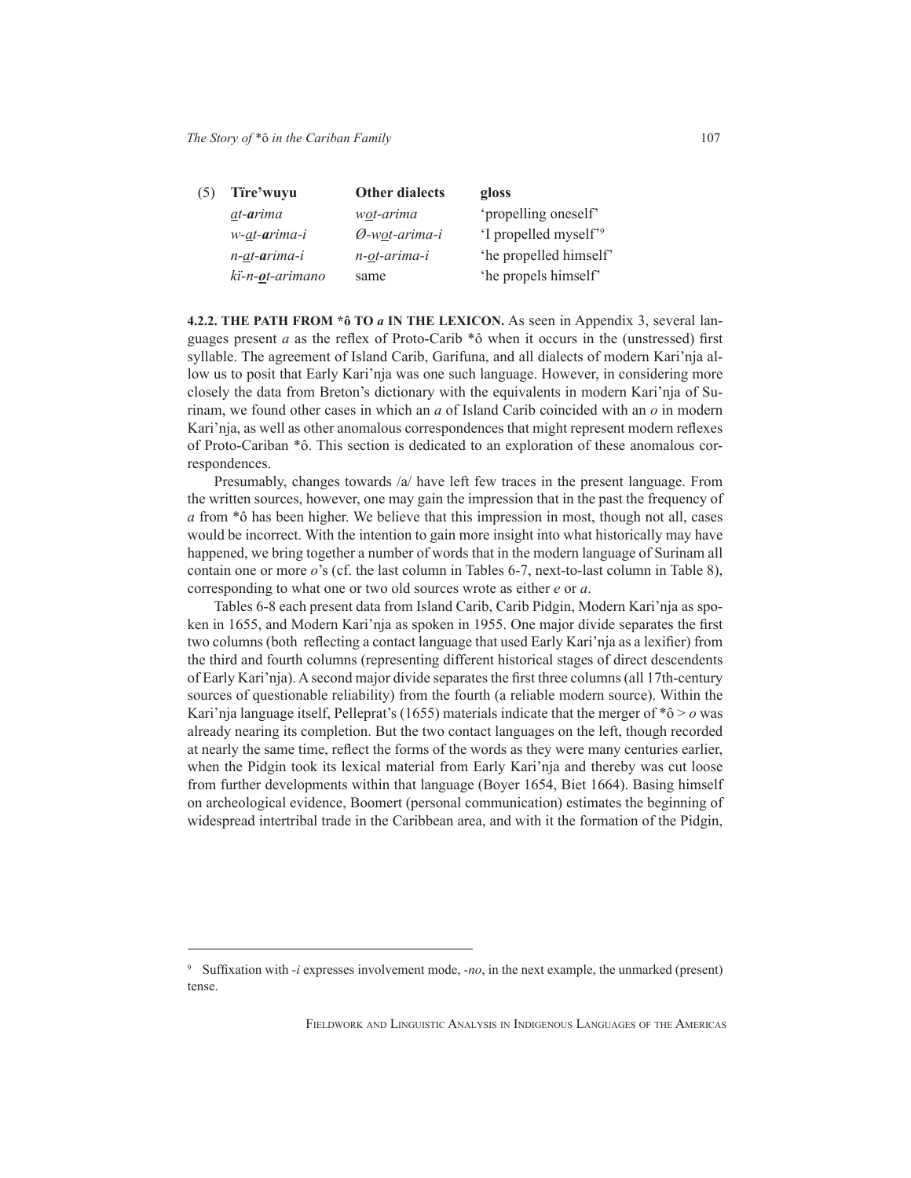| (5) | Tïre'wuyu | Other dialects | gloss |
|---|---|---|---|
| | *a̲t-**a**rima* | *wo̲t-arima* | 'propelling oneself' |
| | *w-a̲t-**a**rima-i* | *Ø-wo̲t-arima-i* | 'I propelled myself'[9] |
| | *n-a̲t-**a**rima-i* | *n-o̲t-arima-i* | 'he propelled himself' |
| | *kï-n-**o̲**t-arimano* | same | 'he propels himself' |

**4.2.2. THE PATH FROM \*ô TO *a* IN THE LEXICON.** As seen in Appendix 3, several languages present *a* as the reflex of Proto-Carib \*ô when it occurs in the (unstressed) first syllable. The agreement of Island Carib, Garifuna, and all dialects of modern Kari'nja allow us to posit that Early Kari'nja was one such language. However, in considering more closely the data from Breton's dictionary with the equivalents in modern Kari'nja of Surinam, we found other cases in which an *a* of Island Carib coincided with an *o* in modern Kari'nja, as well as other anomalous correspondences that might represent modern reflexes of Proto-Cariban \*ô. This section is dedicated to an exploration of these anomalous correspondences.

Presumably, changes towards /a/ have left few traces in the present language. From the written sources, however, one may gain the impression that in the past the frequency of *a* from \*ô has been higher. We believe that this impression in most, though not all, cases would be incorrect. With the intention to gain more insight into what historically may have happened, we bring together a number of words that in the modern language of Surinam all contain one or more *o*'s (cf. the last column in Tables 6-7, next-to-last column in Table 8), corresponding to what one or two old sources wrote as either *e* or *a*.

Tables 6-8 each present data from Island Carib, Carib Pidgin, Modern Kari'nja as spoken in 1655, and Modern Kari'nja as spoken in 1955. One major divide separates the first two columns (both reflecting a contact language that used Early Kari'nja as a lexifier) from the third and fourth columns (representing different historical stages of direct descendents of Early Kari'nja). A second major divide separates the first three columns (all 17th-century sources of questionable reliability) from the fourth (a reliable modern source). Within the Kari'nja language itself, Pelleprat's (1655) materials indicate that the merger of \*ô > *o* was already nearing its completion. But the two contact languages on the left, though recorded at nearly the same time, reflect the forms of the words as they were many centuries earlier, when the Pidgin took its lexical material from Early Kari'nja and thereby was cut loose from further developments within that language (Boyer 1654, Biet 1664). Basing himself on archeological evidence, Boomert (personal communication) estimates the beginning of widespread intertribal trade in the Caribbean area, and with it the formation of the Pidgin,

[9] Suffixation with *-i* expresses involvement mode, *-no*, in the next example, the unmarked (present) tense.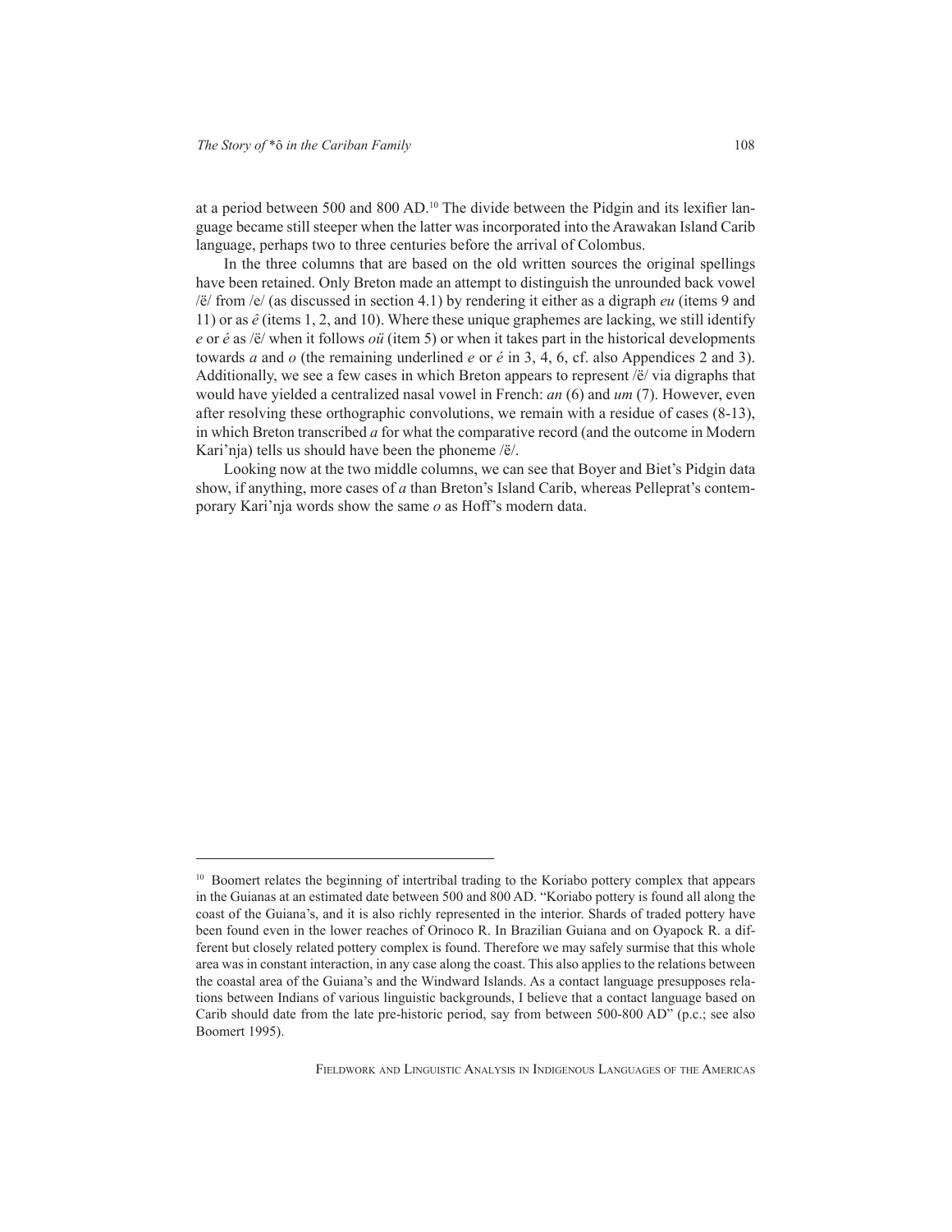at a period between 500 and 800 AD.[10] The divide between the Pidgin and its lexifier language became still steeper when the latter was incorporated into the Arawakan Island Carib language, perhaps two to three centuries before the arrival of Colombus.

In the three columns that are based on the old written sources the original spellings have been retained. Only Breton made an attempt to distinguish the unrounded back vowel /ë/ from /e/ (as discussed in section 4.1) by rendering it either as a digraph *eu* (items 9 and 11) or as *ê* (items 1, 2, and 10). Where these unique graphemes are lacking, we still identify *e* or *é* as /ë/ when it follows *oü* (item 5) or when it takes part in the historical developments towards *a* and *o* (the remaining underlined *e* or *é* in 3, 4, 6, cf. also Appendices 2 and 3). Additionally, we see a few cases in which Breton appears to represent /ë/ via digraphs that would have yielded a centralized nasal vowel in French: *an* (6) and *um* (7). However, even after resolving these orthographic convolutions, we remain with a residue of cases (8-13), in which Breton transcribed *a* for what the comparative record (and the outcome in Modern Kari'nja) tells us should have been the phoneme /ë/.

Looking now at the two middle columns, we can see that Boyer and Biet's Pidgin data show, if anything, more cases of *a* than Breton's Island Carib, whereas Pelleprat's contemporary Kari'nja words show the same *o* as Hoff's modern data.

---

[10] Boomert relates the beginning of intertribal trading to the Koriabo pottery complex that appears in the Guianas at an estimated date between 500 and 800 AD. "Koriabo pottery is found all along the coast of the Guiana's, and it is also richly represented in the interior. Shards of traded pottery have been found even in the lower reaches of Orinoco R. In Brazilian Guiana and on Oyapock R. a different but closely related pottery complex is found. Therefore we may safely surmise that this whole area was in constant interaction, in any case along the coast. This also applies to the relations between the coastal area of the Guiana's and the Windward Islands. As a contact language presupposes relations between Indians of various linguistic backgrounds, I believe that a contact language based on Carib should date from the late pre-historic period, say from between 500-800 AD" (p.c.; see also Boomert 1995).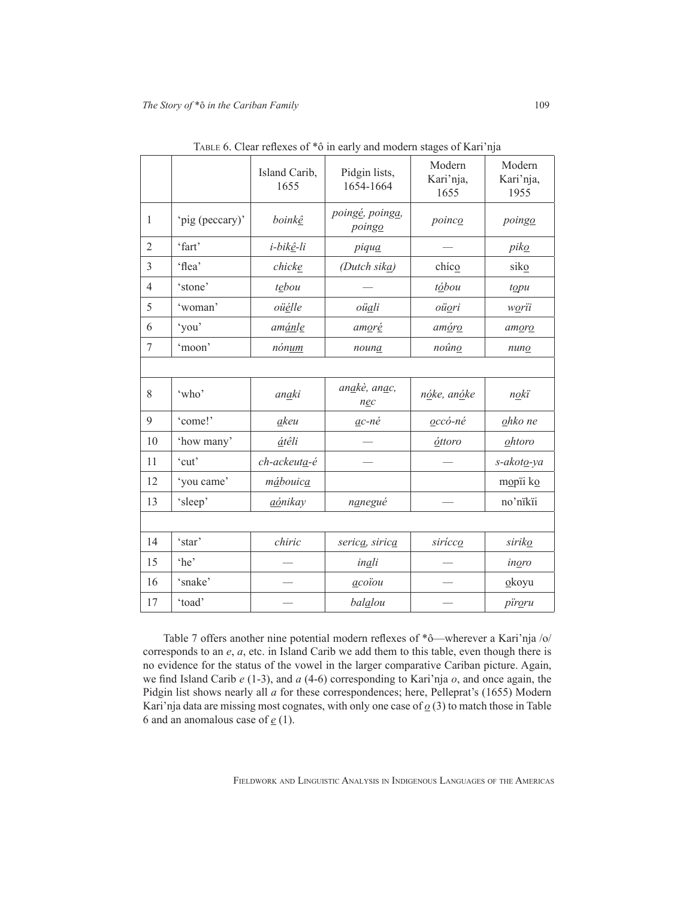Table 6. Clear reflexes of *ô in early and modern stages of Kari'nja

| | | Island Carib, 1655 | Pidgin lists, 1654-1664 | Modern Kari'nja, 1655 | Modern Kari'nja, 1955 |
|---|---|---|---|---|---|
| 1 | 'pig (peccary)' | *boink<u>ê</u>* | *poing<u>é</u>, poing<u>a</u>, poing<u>o</u>* | *poinc<u>o</u>* | *poing<u>o</u>* |
| 2 | 'fart' | *i-bik<u>ê</u>-li* | *piqu<u>a</u>* | — | *pik<u>o</u>* |
| 3 | 'flea' | *chick<u>e</u>* | *(Dutch sik<u>a</u>)* | chíc<u>o</u> | sik<u>o</u> |
| 4 | 'stone' | *t<u>e</u>bou* | — | *t<u>ó</u>bou* | *t<u>o</u>pu* |
| 5 | 'woman' | *oü<u>é</u>lle* | *oü<u>a</u>li* | *oü<u>o</u>ri* | *w<u>o</u>rïi* |
| 6 | 'you' | *am<u>á</u>n<u>l</u>e* | *am<u>o</u>r<u>é</u>* | *am<u>ó</u>r<u>o</u>* | *am<u>o</u>r<u>o</u>* |
| 7 | 'moon' | *nón<u>um</u>* | *noun<u>a</u>* | *noûn<u>o</u>* | *nun<u>o</u>* |
| | | | | | |
| 8 | 'who' | *an<u>a</u>ki* | *an<u>a</u>kè, an<u>a</u>c, n<u>e</u>c* | *n<u>ó</u>ke, an<u>ó</u>ke* | *n<u>o</u>kï* |
| 9 | 'come!' | *<u>a</u>keu* | *<u>a</u>c-né* | *<u>o</u>ccó-né* | *<u>o</u>hko ne* |
| 10 | 'how many' | *<u>á</u>t<u>ê</u>li* | — | *<u>ó</u>ttoro* | *<u>o</u>htoro* |
| 11 | 'cut' | *ch-ackeut<u>a</u>-é* | — | — | *s-akot<u>o</u>-ya* |
| 12 | 'you came' | *m<u>á</u>bouic<u>a</u>* | | | m<u>o</u>pïi k<u>o</u> |
| 13 | 'sleep' | *<u>aó</u>nikay* | *n<u>a</u>negué* | — | no'nïkïi |
| | | | | | |
| 14 | 'star' | *chiric* | *seric<u>a</u>, siric<u>a</u>* | *sirícc<u>o</u>* | *sirik<u>o</u>* |
| 15 | 'he' | — | *in<u>a</u>li* | — | *in<u>o</u>ro* |
| 16 | 'snake' | — | *<u>a</u>coïou* | — | <u>o</u>koyu |
| 17 | 'toad' | — | *bal<u>a</u>lou* | — | *pïr<u>o</u>ru* |

Table 7 offers another nine potential modern reflexes of *ô—wherever a Kari'nja /o/ corresponds to an *e*, *a*, etc. in Island Carib we add them to this table, even though there is no evidence for the status of the vowel in the larger comparative Cariban picture. Again, we find Island Carib *e* (1-3), and *a* (4-6) corresponding to Kari'nja *o*, and once again, the Pidgin list shows nearly all *a* for these correspondences; here, Pelleprat's (1655) Modern Kari'nja data are missing most cognates, with only one case of *<u>o</u>* (3) to match those in Table 6 and an anomalous case of *<u>e</u>* (1).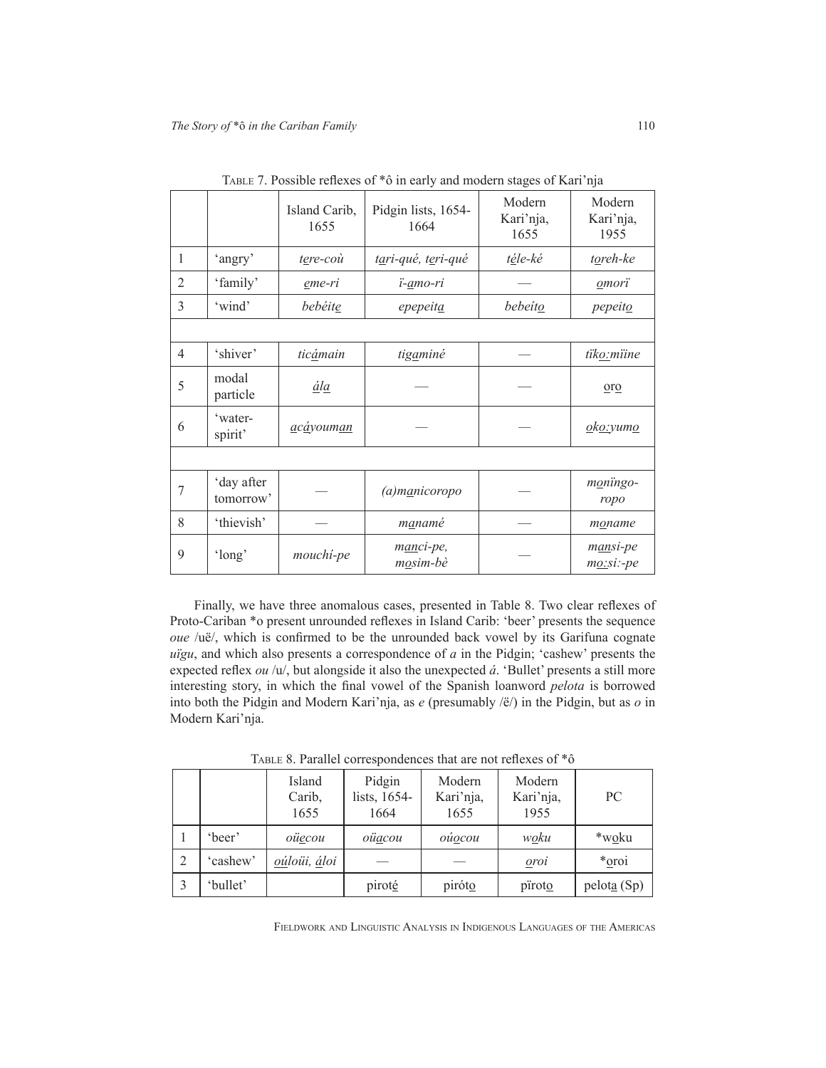Table 7. Possible reflexes of *ô in early and modern stages of Kari'nja

| | | Island Carib, 1655 | Pidgin lists, 1654-1664 | Modern Kari'nja, 1655 | Modern Kari'nja, 1955 |
|---|---|---|---|---|---|
| 1 | 'angry' | *t<u>e</u>re-coù* | *t<u>a</u>ri-qué, t<u>e</u>ri-qué* | *t<u>é</u>le-ké* | *t<u>o</u>reh-ke* |
| 2 | 'family' | *<u>e</u>me-ri* | *ï-<u>a</u>mo-ri* | — | *<u>o</u>morï* |
| 3 | 'wind' | *bebéit<u>e</u>* | *epepeit<u>a</u>* | *bebeít<u>o</u>* | *pepeit<u>o</u>* |
| | | | | | |
| 4 | 'shiver' | *tic<u>á</u>main* | *tig<u>a</u>miné* | — | *tïk<u>o:</u>mïine* |
| 5 | modal particle | *<u>á</u>l<u>a</u>* | — | — | <u>o</u>r<u>o</u> |
| 6 | 'water-spirit' | *<u>a</u>c<u>á</u>youm<u>a</u>n* | — | — | *<u>o</u>k<u>o:</u>yum<u>o</u>* |
| | | | | | |
| 7 | 'day after tomorrow' | — | *(a)m<u>a</u>nicoropo* | — | *m<u>o</u>nïngo-ropo* |
| 8 | 'thievish' | — | *m<u>a</u>namé* | — | *m<u>o</u>name* |
| 9 | 'long' | *mouchí-pe* | *m<u>an</u>ci-pe, m<u>o</u>sim-bè* | — | *m<u>an</u>si-pe m<u>o:</u>si:-pe* |

Finally, we have three anomalous cases, presented in Table 8. Two clear reflexes of Proto-Cariban *o present unrounded reflexes in Island Carib: 'beer' presents the sequence *oue* /uë/, which is confirmed to be the unrounded back vowel by its Garifuna cognate *uïgu*, and which also presents a correspondence of *a* in the Pidgin; 'cashew' presents the expected reflex *ou* /u/, but alongside it also the unexpected *á*. 'Bullet' presents a still more interesting story, in which the final vowel of the Spanish loanword *pelota* is borrowed into both the Pidgin and Modern Kari'nja, as *e* (presumably /ë/) in the Pidgin, but as *o* in Modern Kari'nja.

Table 8. Parallel correspondences that are not reflexes of *ô

| | | Island Carib, 1655 | Pidgin lists, 1654-1664 | Modern Kari'nja, 1655 | Modern Kari'nja, 1955 | PC |
|---|---|---|---|---|---|---|
| 1 | 'beer' | *oü<u>e</u>cou* | *oü<u>a</u>cou* | *oú<u>o</u>cou* | *w<u>o</u>ku* | *w<u>o</u>ku |
| 2 | 'cashew' | *<u>oú</u>loüi, <u>á</u>loi* | — | — | *<u>o</u>roi* | *<u>o</u>roi |
| 3 | 'bullet' | | pirot<u>é</u> | piróť<u>o</u> | pïrot<u>o</u> | pelot<u>a</u> (Sp) |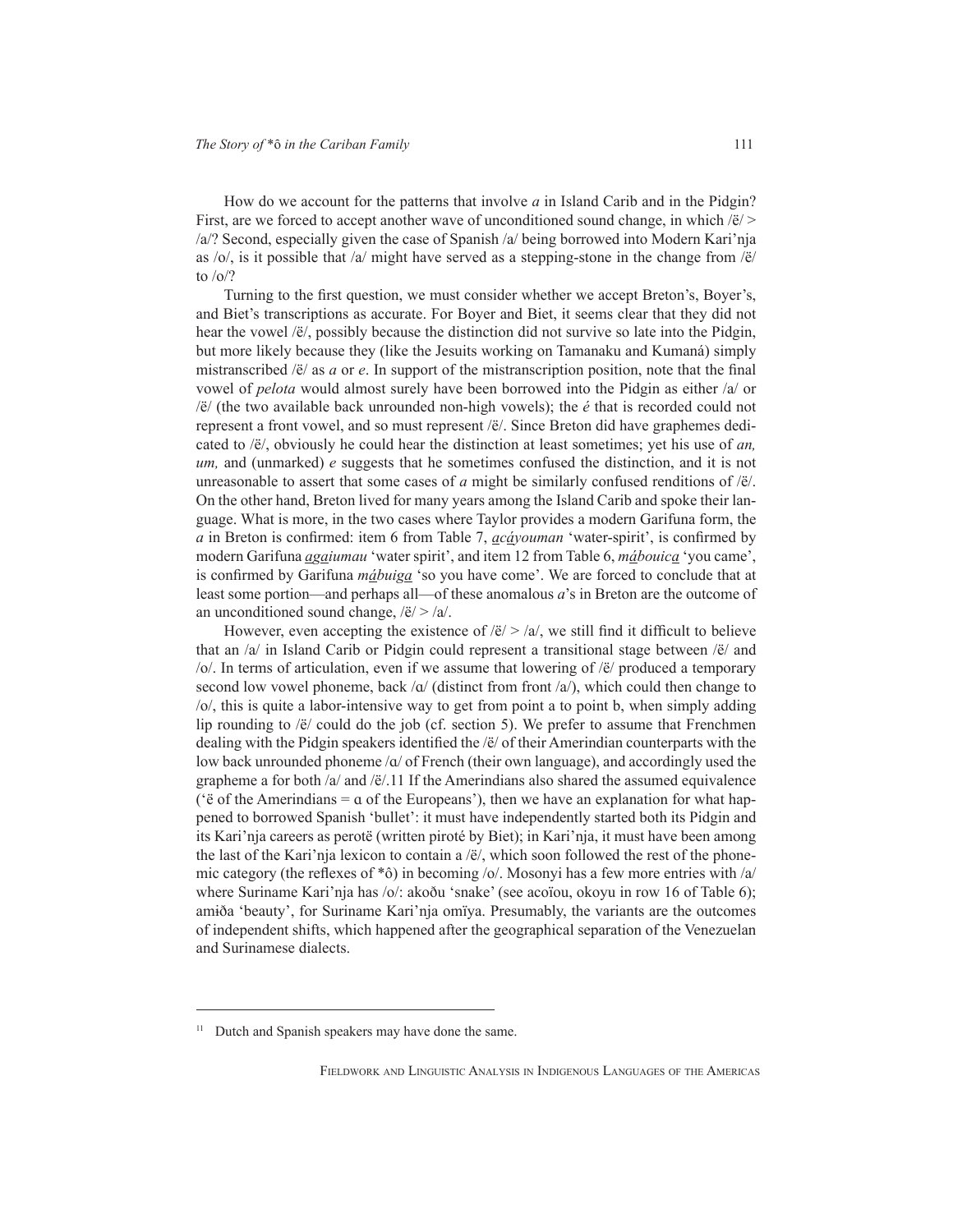How do we account for the patterns that involve *a* in Island Carib and in the Pidgin? First, are we forced to accept another wave of unconditioned sound change, in which /ë/ > /a/? Second, especially given the case of Spanish /a/ being borrowed into Modern Kari'nja as /o/, is it possible that /a/ might have served as a stepping-stone in the change from /ë/ to /o/?

Turning to the first question, we must consider whether we accept Breton's, Boyer's, and Biet's transcriptions as accurate. For Boyer and Biet, it seems clear that they did not hear the vowel /ë/, possibly because the distinction did not survive so late into the Pidgin, but more likely because they (like the Jesuits working on Tamanaku and Kumaná) simply mistranscribed /ë/ as *a* or *e*. In support of the mistranscription position, note that the final vowel of *pelota* would almost surely have been borrowed into the Pidgin as either /a/ or /ë/ (the two available back unrounded non-high vowels); the *é* that is recorded could not represent a front vowel, and so must represent /ë/. Since Breton did have graphemes dedicated to /ë/, obviously he could hear the distinction at least sometimes; yet his use of *an, um,* and (unmarked) *e* suggests that he sometimes confused the distinction, and it is not unreasonable to assert that some cases of *a* might be similarly confused renditions of /ë/. On the other hand, Breton lived for many years among the Island Carib and spoke their language. What is more, in the two cases where Taylor provides a modern Garifuna form, the *a* in Breton is confirmed: item 6 from Table 7, *<u>a</u>c<u>á</u>youman* 'water-spirit', is confirmed by modern Garifuna *<u>a</u>g<u>a</u>iumau* 'water spirit', and item 12 from Table 6, *m<u>á</u>bouic<u>a</u>* 'you came', is confirmed by Garifuna *m<u>á</u>buig<u>a</u>* 'so you have come'. We are forced to conclude that at least some portion—and perhaps all—of these anomalous *a*'s in Breton are the outcome of an unconditioned sound change, /ë/ > /a/.

However, even accepting the existence of /ë/ > /a/, we still find it difficult to believe that an /a/ in Island Carib or Pidgin could represent a transitional stage between /ë/ and /o/. In terms of articulation, even if we assume that lowering of /ë/ produced a temporary second low vowel phoneme, back /ɑ/ (distinct from front /a/), which could then change to /o/, this is quite a labor-intensive way to get from point a to point b, when simply adding lip rounding to /ë/ could do the job (cf. section 5). We prefer to assume that Frenchmen dealing with the Pidgin speakers identified the /ë/ of their Amerindian counterparts with the low back unrounded phoneme /ɑ/ of French (their own language), and accordingly used the grapheme a for both /a/ and /ë/.[11] If the Amerindians also shared the assumed equivalence ('ë of the Amerindians = ɑ of the Europeans'), then we have an explanation for what happened to borrowed Spanish 'bullet': it must have independently started both its Pidgin and its Kari'nja careers as perotë (written piroté by Biet); in Kari'nja, it must have been among the last of the Kari'nja lexicon to contain a /ë/, which soon followed the rest of the phonemic category (the reflexes of *ô) in becoming /o/. Mosonyi has a few more entries with /a/ where Suriname Kari'nja has /o/: akoðu 'snake' (see acoïou, okoyu in row 16 of Table 6); amɨða 'beauty', for Suriname Kari'nja omïya. Presumably, the variants are the outcomes of independent shifts, which happened after the geographical separation of the Venezuelan and Surinamese dialects.

---

[11] Dutch and Spanish speakers may have done the same.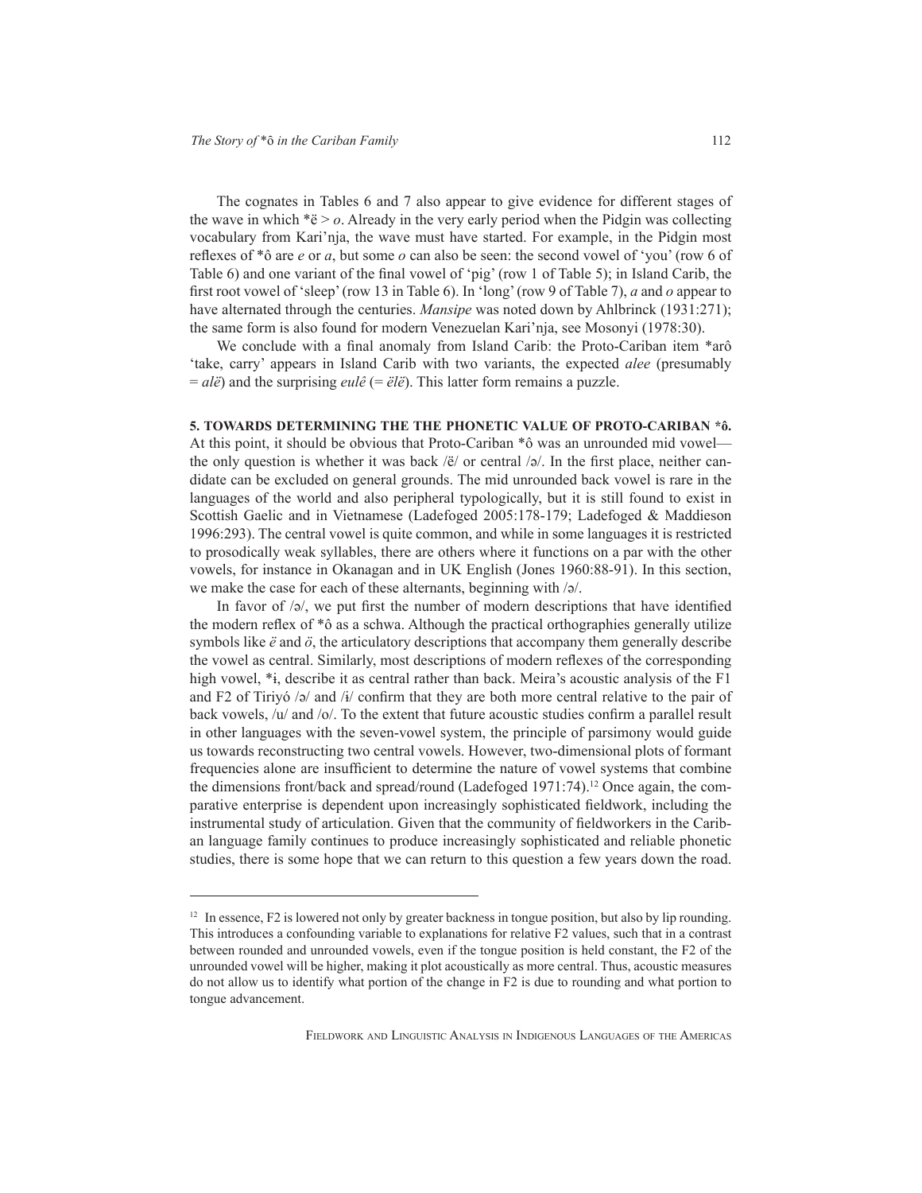The cognates in Tables 6 and 7 also appear to give evidence for different stages of the wave in which *ë > *o*. Already in the very early period when the Pidgin was collecting vocabulary from Kari'nja, the wave must have started. For example, in the Pidgin most reflexes of *ô are *e* or *a*, but some *o* can also be seen: the second vowel of 'you' (row 6 of Table 6) and one variant of the final vowel of 'pig' (row 1 of Table 5); in Island Carib, the first root vowel of 'sleep' (row 13 in Table 6). In 'long' (row 9 of Table 7), *a* and *o* appear to have alternated through the centuries. *Mansipe* was noted down by Ahlbrinck (1931:271); the same form is also found for modern Venezuelan Kari'nja, see Mosonyi (1978:30).

We conclude with a final anomaly from Island Carib: the Proto-Cariban item *arô 'take, carry' appears in Island Carib with two variants, the expected *alee* (presumably = *alë*) and the surprising *eulê* (= *ëlë*). This latter form remains a puzzle.

**5. TOWARDS DETERMINING THE THE PHONETIC VALUE OF PROTO-CARIBAN *ô.** At this point, it should be obvious that Proto-Cariban *ô was an unrounded mid vowel—the only question is whether it was back /ë/ or central /ə/. In the first place, neither candidate can be excluded on general grounds. The mid unrounded back vowel is rare in the languages of the world and also peripheral typologically, but it is still found to exist in Scottish Gaelic and in Vietnamese (Ladefoged 2005:178-179; Ladefoged & Maddieson 1996:293). The central vowel is quite common, and while in some languages it is restricted to prosodically weak syllables, there are others where it functions on a par with the other vowels, for instance in Okanagan and in UK English (Jones 1960:88-91). In this section, we make the case for each of these alternants, beginning with /ə/.

In favor of /ə/, we put first the number of modern descriptions that have identified the modern reflex of *ô as a schwa. Although the practical orthographies generally utilize symbols like *ë* and *ö*, the articulatory descriptions that accompany them generally describe the vowel as central. Similarly, most descriptions of modern reflexes of the corresponding high vowel, *ɨ, describe it as central rather than back. Meira's acoustic analysis of the F1 and F2 of Tiriyó /ə/ and /ɨ/ confirm that they are both more central relative to the pair of back vowels, /u/ and /o/. To the extent that future acoustic studies confirm a parallel result in other languages with the seven-vowel system, the principle of parsimony would guide us towards reconstructing two central vowels. However, two-dimensional plots of formant frequencies alone are insufficient to determine the nature of vowel systems that combine the dimensions front/back and spread/round (Ladefoged 1971:74).[12] Once again, the comparative enterprise is dependent upon increasingly sophisticated fieldwork, including the instrumental study of articulation. Given that the community of fieldworkers in the Cariban language family continues to produce increasingly sophisticated and reliable phonetic studies, there is some hope that we can return to this question a few years down the road.

---

[12] In essence, F2 is lowered not only by greater backness in tongue position, but also by lip rounding. This introduces a confounding variable to explanations for relative F2 values, such that in a contrast between rounded and unrounded vowels, even if the tongue position is held constant, the F2 of the unrounded vowel will be higher, making it plot acoustically as more central. Thus, acoustic measures do not allow us to identify what portion of the change in F2 is due to rounding and what portion to tongue advancement.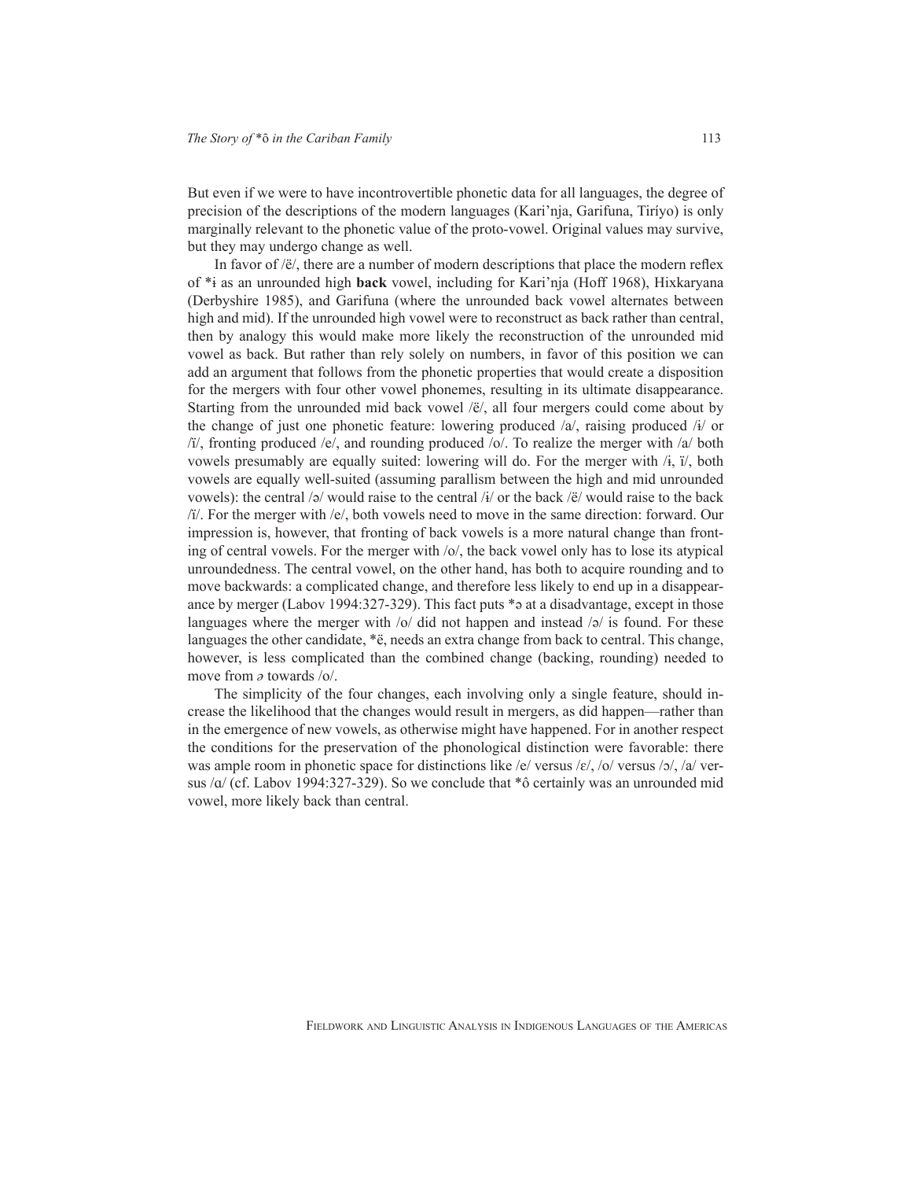But even if we were to have incontrovertible phonetic data for all languages, the degree of precision of the descriptions of the modern languages (Kari'nja, Garifuna, Tiríyo) is only marginally relevant to the phonetic value of the proto-vowel. Original values may survive, but they may undergo change as well.

In favor of /ë/, there are a number of modern descriptions that place the modern reflex of *ɨ as an unrounded high **back** vowel, including for Kari'nja (Hoff 1968), Hixkaryana (Derbyshire 1985), and Garifuna (where the unrounded back vowel alternates between high and mid). If the unrounded high vowel were to reconstruct as back rather than central, then by analogy this would make more likely the reconstruction of the unrounded mid vowel as back. But rather than rely solely on numbers, in favor of this position we can add an argument that follows from the phonetic properties that would create a disposition for the mergers with four other vowel phonemes, resulting in its ultimate disappearance. Starting from the unrounded mid back vowel /ë/, all four mergers could come about by the change of just one phonetic feature: lowering produced /a/, raising produced /ɨ/ or /ï/, fronting produced /e/, and rounding produced /o/. To realize the merger with /a/ both vowels presumably are equally suited: lowering will do. For the merger with /ɨ, ï/, both vowels are equally well-suited (assuming parallism between the high and mid unrounded vowels): the central /ə/ would raise to the central /ɨ/ or the back /ë/ would raise to the back /ï/. For the merger with /e/, both vowels need to move in the same direction: forward. Our impression is, however, that fronting of back vowels is a more natural change than fronting of central vowels. For the merger with /o/, the back vowel only has to lose its atypical unroundedness. The central vowel, on the other hand, has both to acquire rounding and to move backwards: a complicated change, and therefore less likely to end up in a disappearance by merger (Labov 1994:327-329). This fact puts *ə at a disadvantage, except in those languages where the merger with /o/ did not happen and instead /ə/ is found. For these languages the other candidate, *ë, needs an extra change from back to central. This change, however, is less complicated than the combined change (backing, rounding) needed to move from *ə* towards /o/.

The simplicity of the four changes, each involving only a single feature, should increase the likelihood that the changes would result in mergers, as did happen—rather than in the emergence of new vowels, as otherwise might have happened. For in another respect the conditions for the preservation of the phonological distinction were favorable: there was ample room in phonetic space for distinctions like /e/ versus /ɛ/, /o/ versus /ɔ/, /a/ versus /ɑ/ (cf. Labov 1994:327-329). So we conclude that *ô certainly was an unrounded mid vowel, more likely back than central.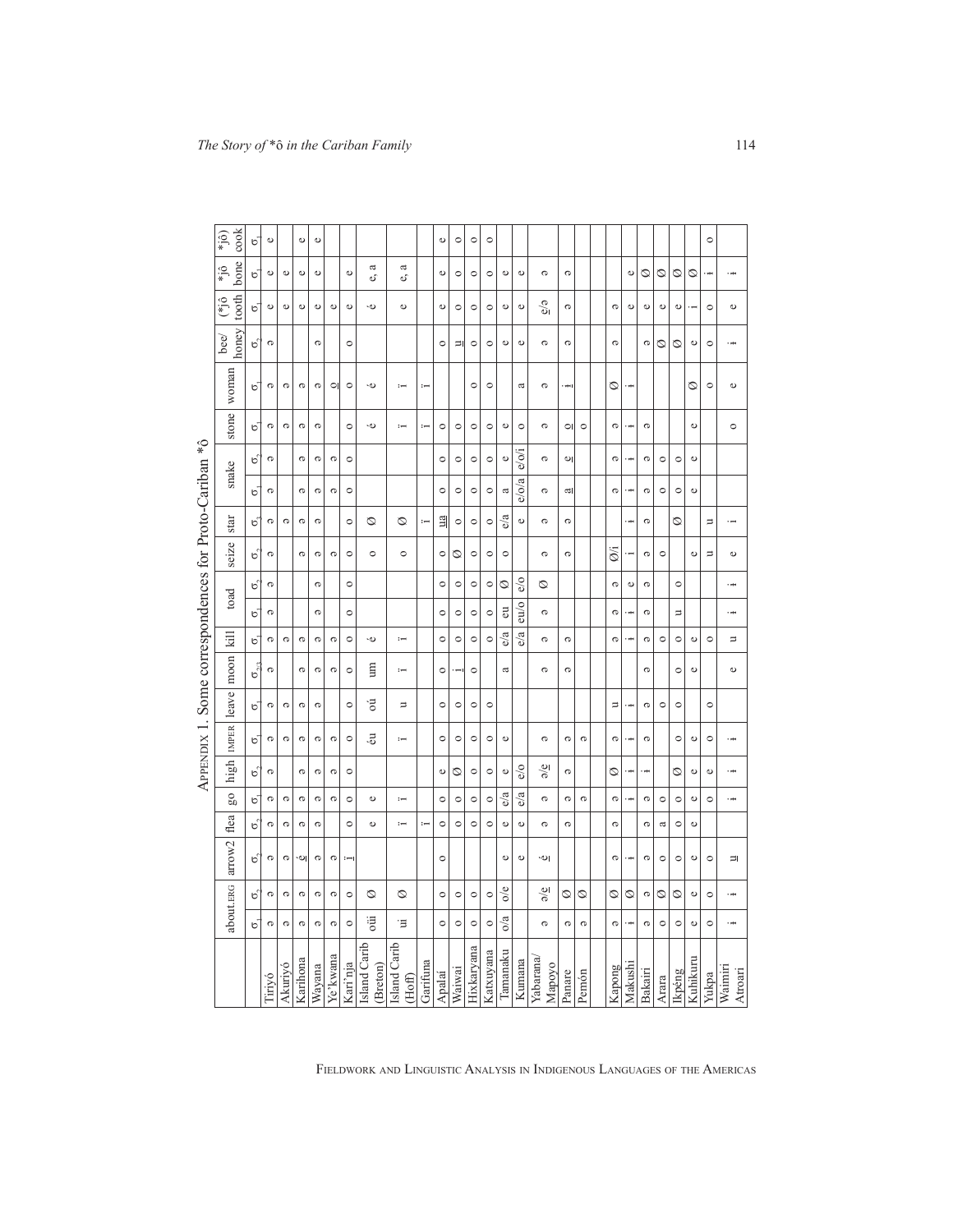APPENDIX 1. Some correspondences for Proto-Cariban *ô

| | about.ERG | | arrow2 | flea | go | high | IMPER | leave | moon | kill | toad | | seize | star | snake | | stone | woman | bee/ honey | (*jô tooth) | *jô bone | *jô) cook |
|---|---|---|---|---|---|---|---|---|---|---|---|---|---|---|---|---|---|---|---|---|---|---|
| | σ1 | σ2 | σ2 | σ2 | σ1 | σ2 | σ1 | σ1 | σ2,3 | σ1 | σ1 | σ2 | σ2 | σ3 | σ1 | σ2 | σ1 | σ1 | σ2 | σ1 | σ1 | σ1 |
| Tiriyó | ɔ | ɔ | ɔ | ɔ | ɔ | ɔ | ɔ | ɔ | ɔ | ɔ | ɔ | ɔ | ɔ | ɔ | ɔ | ɔ | ɔ | ɔ | ɔ | e | e | e |
| Akuriyó | ɔ | ɔ | ɔ | ɔ | ɔ | | ɔ | ɔ | | ɔ | | | | ɔ | | | ɔ | ɔ | | e | e | |
| Karihona | ɔ | ɔ | e̱ | ɔ | ɔ | ɔ | ɔ | ɔ | ɔ | ɔ | | | ɔ | ɔ | ɔ | ɔ | ɔ | ɔ | | e | e | e |
| Wayana | ɔ | ɔ | ɔ | ɔ | ɔ | ɔ | ɔ | ɔ | ɔ | ɔ | ɔ | ɔ | ɔ | ɔ | ɔ | ɔ | ɔ | ɔ | ɔ | e | e | e |
| Ye'kwana | ɔ | ɔ | ɔ | | ɔ | ɔ | ɔ | | ɔ | ɔ | | | ɔ | | ɔ | ɔ | | ɔ̱ | | e | | |
| Kari'nja | o | o | ɨ̱ | o | o | o | o | o | o | o | o | o | o | o | o | o | o | o | o | e | e | |
| Island Carib (Breton) | oü | ∅ | | e | e | | èu | oü | eu | è | | | o | ∅ | | | è | è | | è | e, a | |
| Island Carib (Hoff) | ui | ∅ | | ï | ï | | ï | u | ï | ï | | | o | ∅ | | | ï | ï | | e | e, a | |
| Garifuna | | | | ï | | | | | | | | | | ï | | | ï | ï | | | | |
| Apalaí | o | o | o | o | o | e | o | o | o | o | o | o | o | u̱a | o | o | o | | o | e | e | e |
| Waiwai | o | o | | o | o | ∅ | o | o | ɨ̱ | o | o | o | ∅ | o | o | o | o | | u̱ | o | o | o |
| Hixkaryana | o | o | | o | o | o | o | o | o | o | o | o | o | o | o | o | o | o | o | o | o | o |
| Katxuyana | o | o | | o | o | o | o | o | | o | o | o | o | o | o | o | o | o | o | o | o | o |
| Tamanaku | o/a | o/e | e | e | e/a | o | e | | a | e/a | eu | ∅ | o | e/a | a | e | e | | e | e | e | |
| Kumana | | | e | e | e/a | e/o | | | | e/a | eu/o | e/o | | e | e/o/a | e/o/i | o | a | e | e | e | |
| Yabarana/ Mapoyo | ɔ | ɔ/e̱ | è̱ | ɔ | ɔ | ɔ/e̱ | ɔ | | ɔ | ɔ | ɔ | ∅ | ɔ | ɔ | ɔ | ɔ | ɔ | ɔ | ɔ | e̱/ɔ | ɔ | |
| Panare | ɔ | ∅ | | ɔ | ɔ | ɔ | ɔ | | ɔ | ɔ | | | ɔ | ɔ | a̱ | e̱ | o̱ | ɨ̱ | ɔ | ɔ | ɔ | |
| Pemón | ɔ | ∅ | | | ɔ | | ɔ | | | | | | | | | | o | | | | | |
| | | | | | | | | | | | | | | | | | | | | | | |
| Kapong | ɔ | ∅ | ɔ | ɔ | ɔ | ∅ | ɔ | u | | ɔ | ɔ | ɔ | ∅/i | | ɔ | ɔ | ɔ | ∅ | ɔ | ɔ | | |
| Makushi | ɨ | ∅ | ɨ | | ɨ | ɨ | ɨ | ɨ | | ɨ | ɨ | e | i | ɨ | ɨ | ɨ | ɨ | ɨ | | e | e | |
| Bakairi | ɔ | ɔ | ɔ | ɔ | ɔ | ɨ | ɔ | ɔ | ɔ | ɔ | ɔ | ɔ | ɔ | ɔ | ɔ | ɔ | ɔ | | ɔ | e | ∅ | |
| Arara | o | ∅ | o | a | o | | | o | | o | | | o | | o | o | | | ∅ | e | ∅ | |
| Ikpéng | o | ∅ | o | o | o | ∅ | o | o | o | o | u | o | | ∅ | o | o | | | ∅ | e | ∅ | |
| Kuhikuru | e | e | e | e | e | e | e | | e | e | | | e | | e | e | e | ∅ | e | i | ∅ | |
| Yukpa | o | o | o | | o | e | o | o | | o | | | u | u | | | | o | o | o | ɨ | o |
| Waimiri Atroari | ɨ | ɨ | u̱ | | ɨ | ɨ | ɨ | | e | u | ɨ | ɨ | e | i | | | o | e | ɨ | e | ɨ | |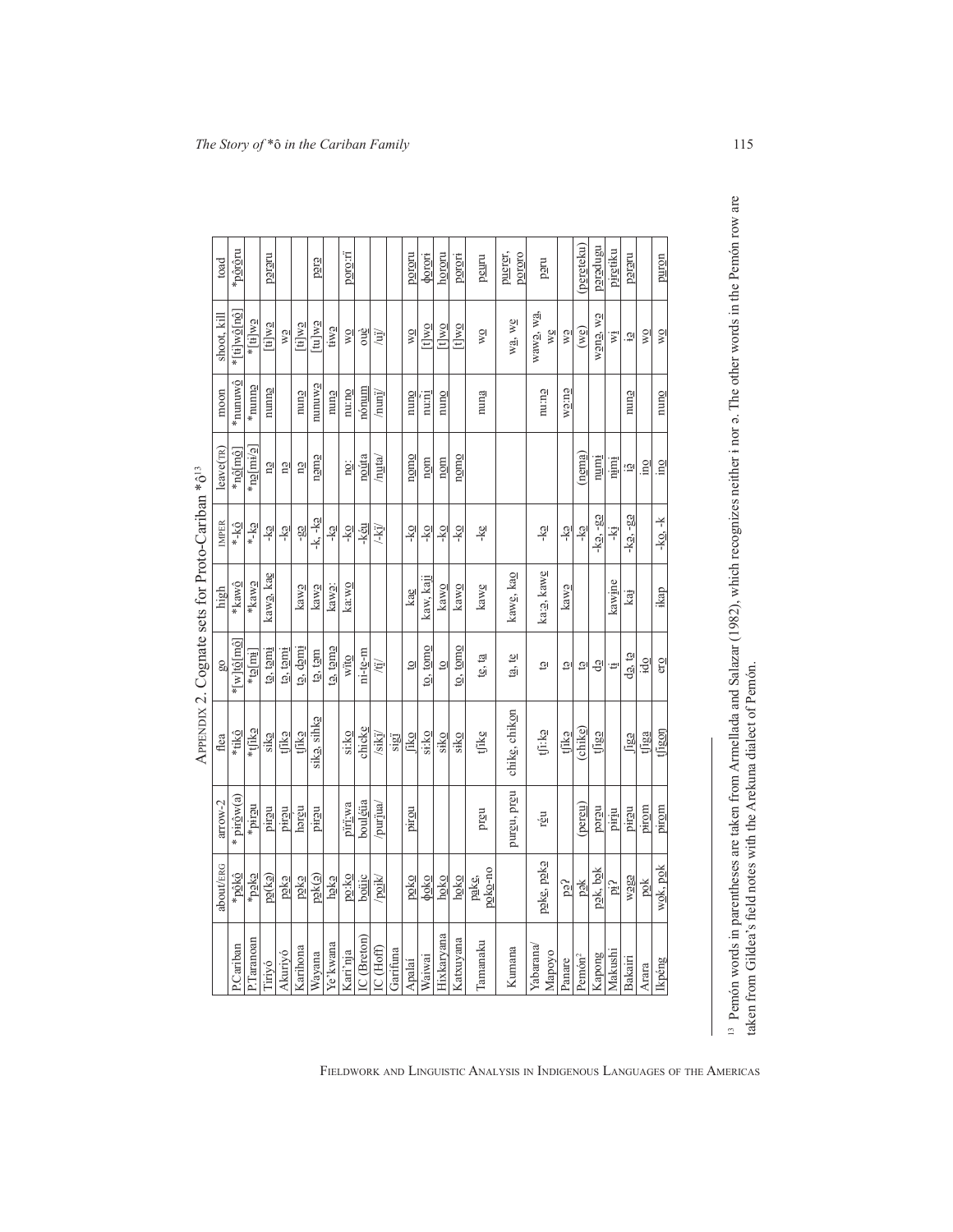APPENDIX 2. Cognate sets for Proto-Cariban *ô[13]

| | about/ERG | arrow-2 | flea | go | high | IMPER | leave(TR) | moon | shoot, kill | toad |
|---|---|---|---|---|---|---|---|---|---|---|
| P.Cariban | *pôkô | * pirôw(a) | *tikô | *[w]tô[mô] | *kawô | *-kô | *nô[mô] | *nunuwô | *[ti]wô[nô] | *pôrôru |
| P.Taranoan | *pəkə | *pirəu | *tʃikə | *tə[mɨ] | *kawə | *-kə | *nə[mɨ/ə] | *nunnə | *[tɨ]wə | |
| Tiriyó | pə(kə) | pirəu | sikə | tə, təmɨ | kawə, kaə | -kə | nə | nunnə | [tɨ]wə | pərəru |
| Akuriyó | pəkə | pirəu | tʃikə | tə, təmɨ | | -kə | nə | | wə | |
| Karihona | pəkə | hərəu | tʃikə | tə, dəmɨ | kawə | -gə | nə | nunə | [tɨ]wə | |
| Wayana | pək(ə) | pirəu | sikə, sihkə | tə, təm | kawə | -k, -kə | nəmə | nunuwə | [tu]wə | pərə |
| Ye'kwana | həkə | | | tə, təmə | kawə: | -kə | | nunə | tɨwə | |
| Kari'nja | po:ko | pïrï:wa | si:ko | wito | ka:wo | -ko | no: | nu:no | wo | poro:ri |
| IC (Breton) | boüic | bouléüa | chicke | ni-te-m | | -kéu | noúta | nónum | ouè | |
| IC (Hoff) | /poik/ | /purjua/ | /sikj/ | /tj/ | | /-kj/ | /nuta/ | /nunj/ | /uj/ | |
| Garifuna | | | sigi | | | | | | | |
| Apalai | poko | pirou | ʃiko | to | kaə | -ko | nomo | nuno | wo | pororu |
| Waiwai | ɸoko | | si:ko | to, tomo | kaw, kaɨ | -ko | nom | nu:nɨ | [t]wo | ɸorori |
| Hixkaryana | hoko | | siko | to | kawo | -ko | nom | nuno | [t]wo | hororu |
| Katxuyana | hoko | | siko | to, tomo | kawo | -ko | nomo | | [t]wo | porori |
| Tamanaku | pake, poko-no | preu | tʃike | te, ta | kawe | -ke | | nuna | wo | peuru |
| Kumana | | pureu, preu | chike, chikon | ta, te | kawe, kao | | | | wa, we | puerer, pororo |
| Yabarana/ Mapoyo | pəke, pəkə | réu | tʃi:kə | tə | ka.ə, kawe | -kə | | nu:nə | wawə, wə, we | pəru |
| Panare | pəʔ | | tʃikə | tə | kawə | -kə | | wə:nə | wə | |
| Pemón[2] | pək | (pereu) | (chike) | tə | | -kə | (nema) | | (we) | (pereteku) |
| Kapong | pək, bək | pərəu | tʃigə | də | | -kə, -gə | numɨ | | wənə, wə | pərədugu |
| Makushi | piʔ | pirɨu | | tɨ | kawɨne | -kɨ | nɨmɨ | | wɨ | pirɨtiku |
| Bakairi | wəgə | pirəu | ʃigə | də, tə | kaɨ | -kə, -gə | iə | nunə | iə | pərəru |
| Arara | pək | pirom | tʃiga | ido | | | ino | | wo | |
| Ikpéng | wok, pok | pirom | tʃigon | ero | ikap | -ko, -k | ino | nuno | wo | puron |

[13] Pemón words in parentheses are taken from Armellada and Salazar (1982), which recognizes neither ɨ nor ə. The other words in the Pemón row are taken from Gildea's field notes with the Arekuna dialect of Pemón.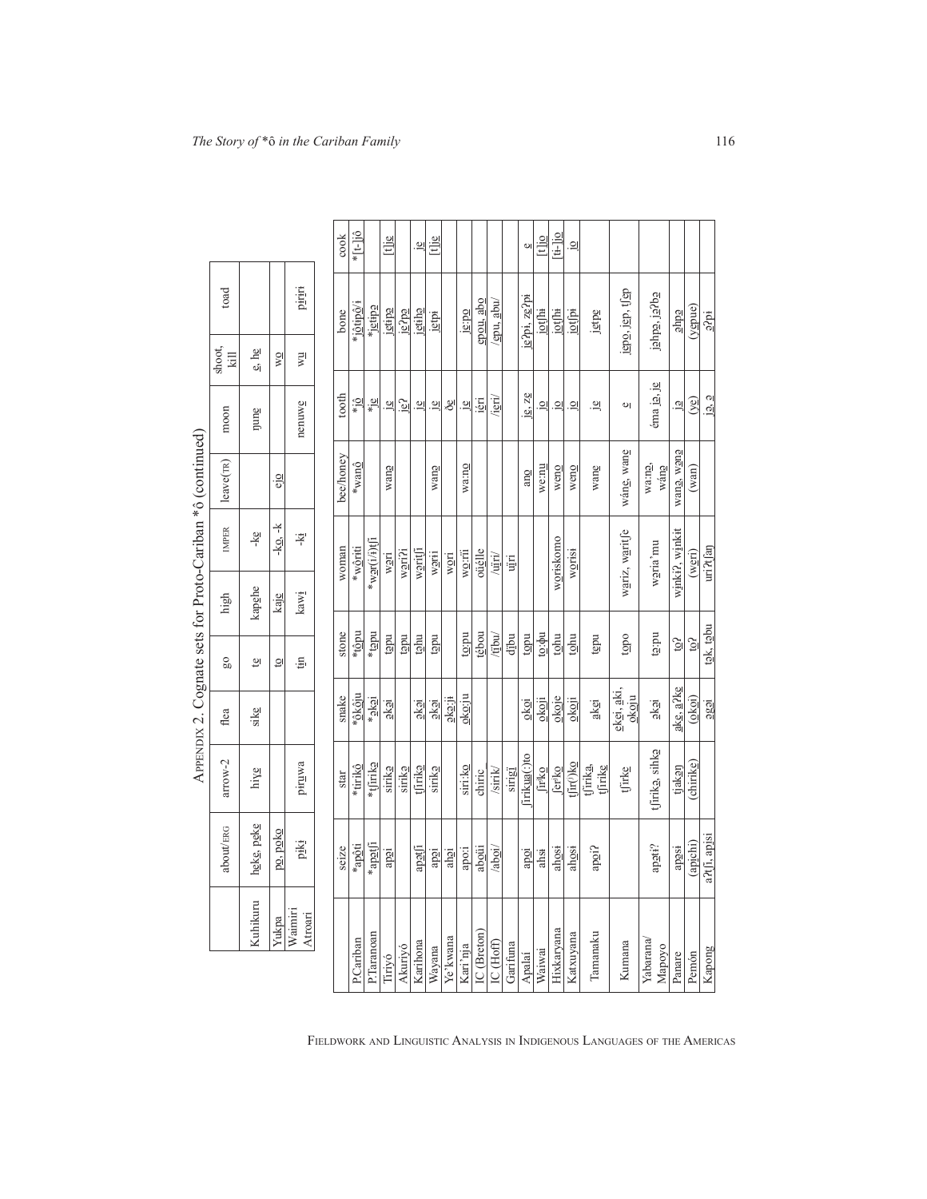## Appendix 2. Cognate sets for Proto-Cariban *ô (continued)

| | about/ERG | arrow-2 | flea | go | high | IMPER | leave(TR) | moon | shoot, kill | toad |
|---|---|---|---|---|---|---|---|---|---|---|
| Kuhikuru | heke, peke | hiye | sike | te | kapehe | -ke | | ŋune | e, he | |
| Yukpa | po, poko | | | to | kaje | -ko, -k | ejo | | wo | |
| Waimiri Atroari | pɨkɨ | pɨrɨwa | | tɨn | kawɨ | -kɨ | | nenuwe | wɨ | pɨrɨrɨ |

| | seize | star | snake | stone | woman | bee/honey | tooth | bone | cook |
|---|---|---|---|---|---|---|---|---|---|
| P.Cariban | *apôti | *tirikô | *ôkôju | *tôpu | *wôriti | *wanô | *jô | *jôtipô/i | *[t-]jô |
| P.Taranoan | *apətʃi | *tʃirikə | *əkəi | *təpu | *wər(i/ɨ)tʃi | | *je | *jetipə | |
| Tiriyó | apəi | sirikə | əkəi | təpu | wəri | wanə | je | jetipə | [t]je |
| Akuriyó | | sirikə | | təpu | wəriʔi | | jeʔ | jeʔpə | |
| Karihona | apətʃi | tʃirikə | əkəi | təhu | wəritʃi | | je | jetihə | je |
| Wayana | apəi | sirikə | əkəi | təpu | wərii | wanə | je | jetpi | [t]je |
| Ye'kwana | ahəi | | əkəːji | | wəri | | ðe | | |
| Kari'nja | apoːi | siriːko | okoːju | toːpu | woːrii | waːno | je | jeːpo | |
| IC (Breton) | aboüi | chiric | | tébou | oüélle | | iéri | epou, abo | |
| IC (Hoff) | /aboi/ | /sirik/ | | /tibu/ | /uiri/ | | /jeri/ | /epu, abu/ | |
| Garifuna | | sirigi | | dibu | uiri | | | | |
| Apalai | apoi | ʃirikua(ː)to | okoi | topu | | ano | je, ze | jeʔpi, zeʔpi | e |
| Waiwai | ahsɨ | ʃirko | okoji | toːɸu | | weːnu | jo | jotʃhi | [t]jo |
| Hixkaryana | ahosi | ʃerko | okoje | tohu | woriskomo | weno | jo | jotʃhi | [tɨ-]jo |
| Katxuyana | ahosi | tʃir()ko | okoji | tohu | worisi | weno | jo | jotʃpi | jo |
| Tamanaku | apoiʔ | tʃirika, tʃirike | akei | tepu | | wane | je | jetpe | |
| Kumana | | tʃirke | ekei, aki, okoju | topo | wariz, waritʃe | wáne, wane | e | jepo, jep, tʃep | |
| Yabarana/ Mapoyo | apətiʔ | tʃirikə, sihkə | əkəi | təːpu | wəria'mu | waːnə, wánə | éma jə, je | jəhpə, jəʔbə | |
| Panare | apəsi | tjakəŋ | ake, aʔke | təʔ | wɨnkiʔ, wɨnkit | wanə, wənə | jə | əhpə | |
| Pemón | (apichi) | (chirike) | (okoi) | təʔ | (weri) | (wan) | (ye) | (yepue) | |
| Kapong | aʔtʃi, apisi | | əgəi | tək, təbu | uriʔtʃaŋ | | jə, ə | əʔpi | |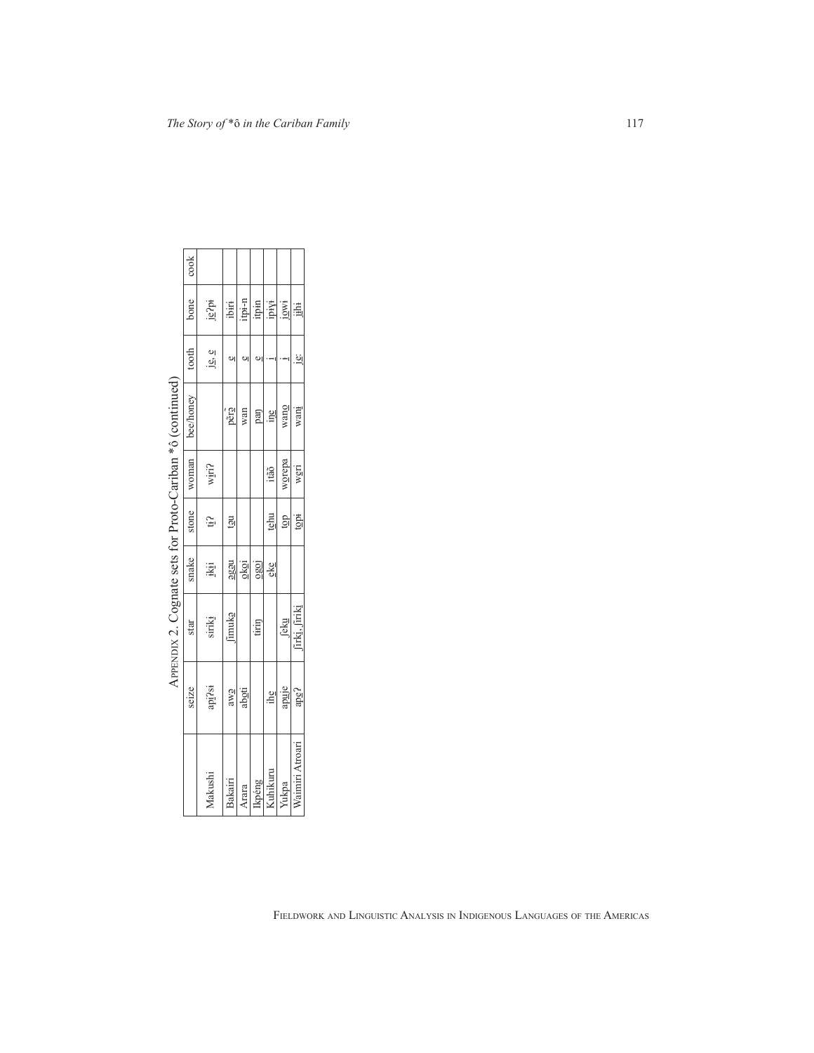Appendix 2. Cognate sets for Proto-Cariban *ô (continued)

| | seize | star | snake | stone | woman | bee/honey | tooth | bone | cook |
|---|---|---|---|---|---|---|---|---|---|
| Makushi | apɨ̱ʔsɨ | sirikɨ̱ | ɨkɨ̱i | tɨ̱ʔ | wɨ̱rɨʔ | | je̱, e̱ | je̱ʔpɨ | |
| Bakairi | awə̱ | ʃimukə̱ | ə̱gə̱u | tə̱u | | pẽrə̱ | e̱ | ibɨrɨ | |
| Arara | abo̱ti | | o̱ko̱i | | | wan | e̱ | itpɨ-n | |
| Ikpéng | | tiriŋ | o̱go̱i | | | paŋ | e̱ | itpɨn | |
| Kuhikuru | ihe̱ | | e̱ke̱ | te̱hu | itãô | iŋe̱ | i | ipɨɣɨ | |
| Yukpa | apu̱je | ʃeku̱ | | to̱p | wo̱repa | wano̱ | i | jo̱wɨ | |
| Waimiri Atroari | ape̱ʔ | ʃirkɨ̱, ʃirikɨ | | to̱pɨ | we̱ri | wanɨ | je̱: | ɨhɨ | |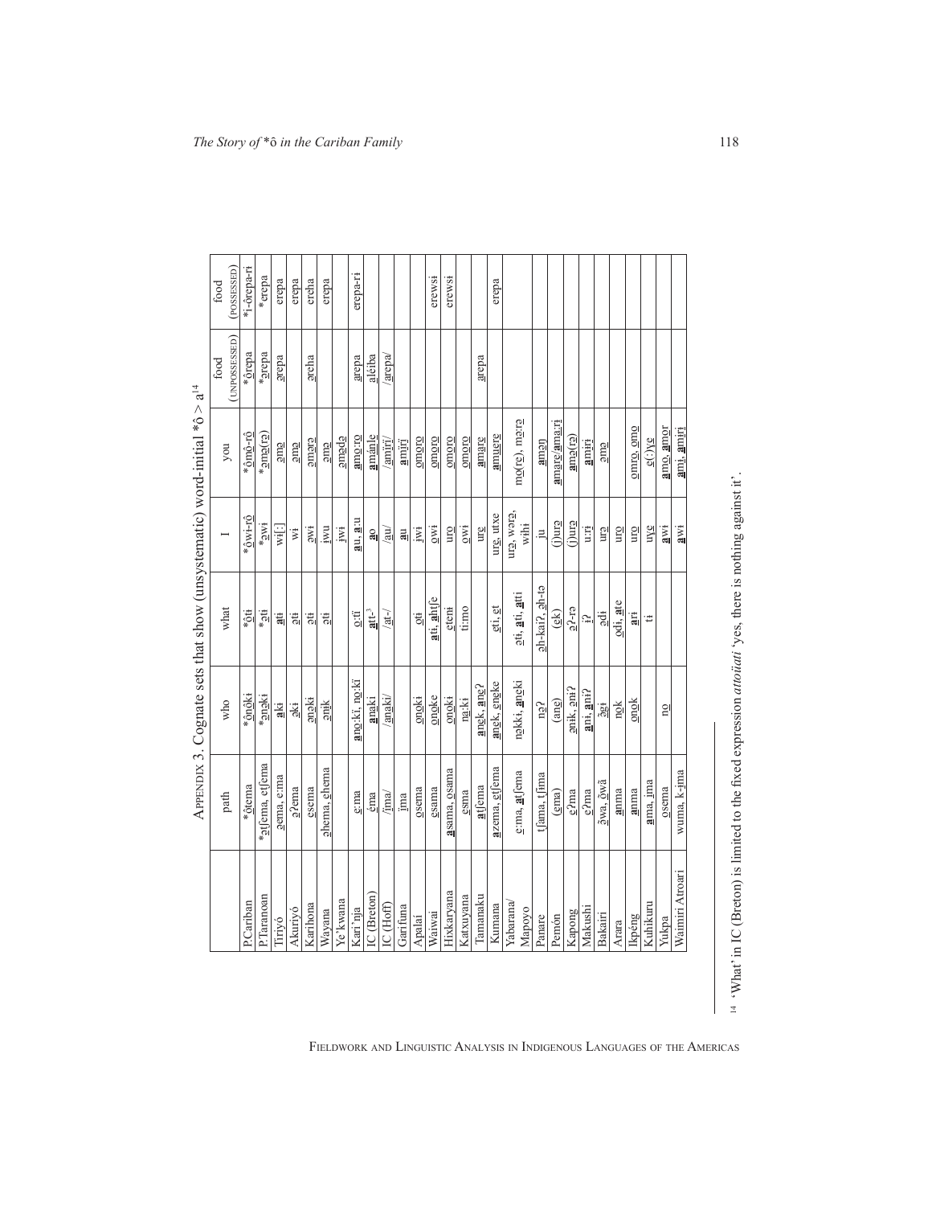APPENDIX 3. Cognate sets that show (unsystematic) word-initial *ô > a[14]

| | path | who | what | I | you | food (UNPOSSESSED) | food (POSSESSED) |
|---|---|---|---|---|---|---|---|
| P.Cariban | *ôtema | *ônôkï | *ôtï | *ôwï-rô | *ômô-rô | *ôrepa | *ï-ôrepa-rï |
| P.Taranoan | *ətʃema, etʃema | *ənəki | *əti | *əwi | *əmə(rə) | *ərepa | *erepa |
| Tiriyó | əema, e:ma | aki | ati | wi[:] | əmə | ərepa | erepa |
| Akuriyó | əʔema | əki | əti | wi | əmə | | erepa |
| Karihona | esema | ənəki | əti | əwi | əmərə | əreha | ereha |
| Wayana | əhema, ehema | ənik | əti | iwu | əmə | | erepa |
| Ye'kwana | | | | iwi | əmədə | | |
| Kari'nja | e:ma | ano:kï, no:kï | o:tï | au, a:u | amo:ro | arepa | erepa-rï |
| IC (Breton) | éma | anaki | att-[3] | ao | amánle | aléiba | |
| IC (Hoff) | /ima/ | /anaki/ | /at-/ | /au/ | /amiri/ | /arepa/ | |
| Garifuna | ima | | | au | amiri | | |
| Apalaí | osema | onoki | oti | iwi | omoro | | |
| Waiwai | esama | onoke | ati, ahtʃe | owi | omoro | | erewsi |
| Hixkaryana | asama, osama | onoki | eteni | uro | omoro | | erewsi |
| Katxuyana | esma | na:ki | ti:mo | owi | omoro | | |
| Tamanaku | atʃema | anek, ane? | | ure | amare | arepa | |
| Kumana | azema, etʃema | anek, eneke | eti, et | ure, utxe | amuere | | erepa |
| Yabarana/ Mapoyo | e:ma, atʃema | nəkki, anəki | əti, ati, atti | urə, wərə, wihi | mə(re), mə:rə | | |
| Panare | tʃama, tʃima | nəʔ | əh-kaiʔ, əh-tə | ju | amən | | |
| Pemón | (ema) | (ane) | (ek) | (j)urə | amare/ama:ri | | |
| Kapong | eʔma | ənik, əniʔ | əʔ-rə | (j)urə | amə(rə) | | |
| Makushi | eʔma | ani, aniʔ | iʔ | u:ri | amiri | | |
| Bakairi | ə̃wa, ö̃wã | əgi | ədi | urə | əmə | | |
| Arara | amma | nok | odi, ate | uro | | | |
| Ikpéng | amma | onok | ari | uro | omro, omo | | |
| Kuhikuru | ama, ima | | ti | uye | e(:)ye | | |
| Yukpa | osema | no | | awi | amo, amor | | |
| Waimiri Atroari | wuma, k-ima | | | awi | ami, amiri | | |

[14] 'What' in IC (Breton) is limited to the fixed expression *attoüati* 'yes, there is nothing against it'.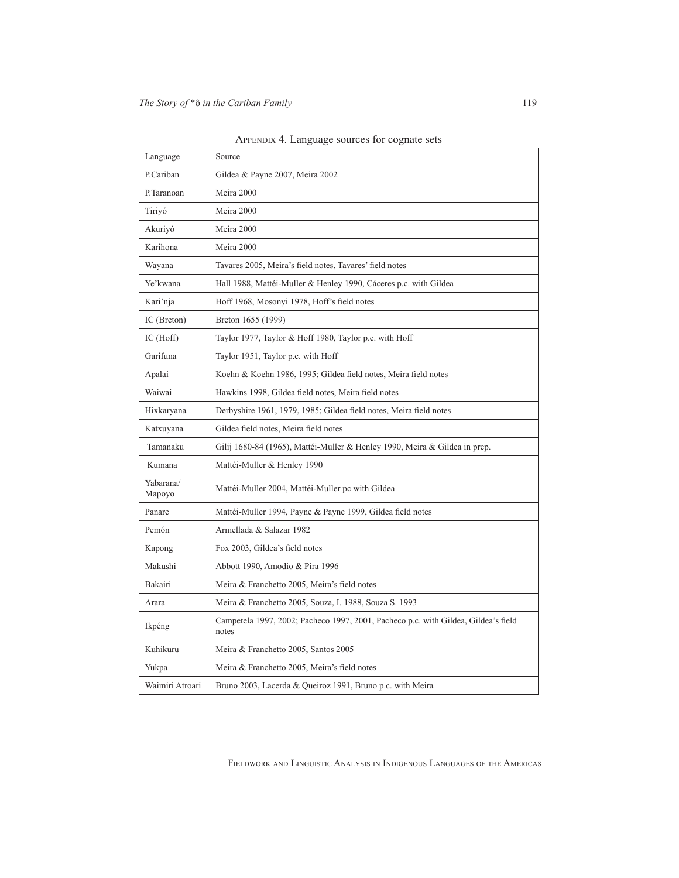Appendix 4. Language sources for cognate sets

| Language | Source |
| --- | --- |
| P.Cariban | Gildea & Payne 2007, Meira 2002 |
| P.Taranoan | Meira 2000 |
| Tiriyó | Meira 2000 |
| Akuriyó | Meira 2000 |
| Karihona | Meira 2000 |
| Wayana | Tavares 2005, Meira's field notes, Tavares' field notes |
| Ye'kwana | Hall 1988, Mattéi-Muller & Henley 1990, Cáceres p.c. with Gildea |
| Kari'nja | Hoff 1968, Mosonyi 1978, Hoff's field notes |
| IC (Breton) | Breton 1655 (1999) |
| IC (Hoff) | Taylor 1977, Taylor & Hoff 1980, Taylor p.c. with Hoff |
| Garifuna | Taylor 1951, Taylor p.c. with Hoff |
| Apalaí | Koehn & Koehn 1986, 1995; Gildea field notes, Meira field notes |
| Waiwai | Hawkins 1998, Gildea field notes, Meira field notes |
| Hixkaryana | Derbyshire 1961, 1979, 1985; Gildea field notes, Meira field notes |
| Katxuyana | Gildea field notes, Meira field notes |
| Tamanaku | Gilij 1680-84 (1965), Mattéi-Muller & Henley 1990, Meira & Gildea in prep. |
| Kumana | Mattéi-Muller & Henley 1990 |
| Yabarana/ Mapoyo | Mattéi-Muller 2004, Mattéi-Muller pc with Gildea |
| Panare | Mattéi-Muller 1994, Payne & Payne 1999, Gildea field notes |
| Pemón | Armellada & Salazar 1982 |
| Kapong | Fox 2003, Gildea's field notes |
| Makushi | Abbott 1990, Amodio & Pira 1996 |
| Bakairi | Meira & Franchetto 2005, Meira's field notes |
| Arara | Meira & Franchetto 2005, Souza, I. 1988, Souza S. 1993 |
| Ikpéng | Campetela 1997, 2002; Pacheco 1997, 2001, Pacheco p.c. with Gildea, Gildea's field notes |
| Kuhikuru | Meira & Franchetto 2005, Santos 2005 |
| Yukpa | Meira & Franchetto 2005, Meira's field notes |
| Waimiri Atroari | Bruno 2003, Lacerda & Queiroz 1991, Bruno p.c. with Meira |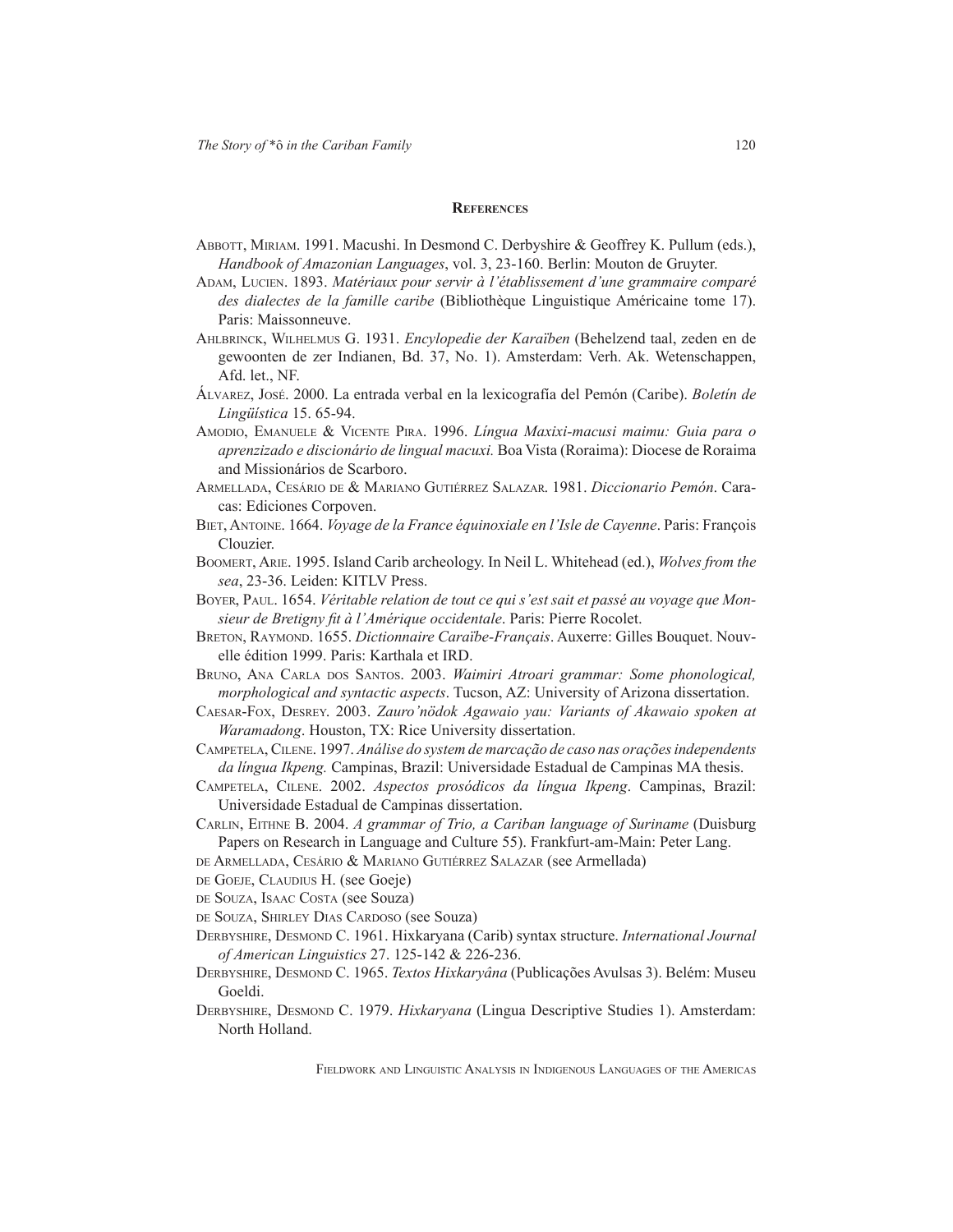## References

Abbott, Miriam. 1991. Macushi. In Desmond C. Derbyshire & Geoffrey K. Pullum (eds.), *Handbook of Amazonian Languages*, vol. 3, 23-160. Berlin: Mouton de Gruyter.

Adam, Lucien. 1893. *Matériaux pour servir à l'établissement d'une grammaire comparé des dialectes de la famille caribe* (Bibliothèque Linguistique Américaine tome 17). Paris: Maissonneuve.

Ahlbrinck, Wilhelmus G. 1931. *Encylopedie der Karaïben* (Behelzend taal, zeden en de gewoonten de zer Indianen, Bd. 37, No. 1). Amsterdam: Verh. Ak. Wetenschappen, Afd. let., NF.

Álvarez, José. 2000. La entrada verbal en la lexicografía del Pemón (Caribe). *Boletín de Lingüística* 15. 65-94.

Amodio, Emanuele & Vicente Pira. 1996. *Língua Maxixi-macusi maimu: Guia para o aprenzizado e discionário de lingual macuxi.* Boa Vista (Roraima): Diocese de Roraima and Missionários de Scarboro.

Armellada, Cesário de & Mariano Gutiérrez Salazar. 1981. *Diccionario Pemón*. Caracas: Ediciones Corpoven.

Biet, Antoine. 1664. *Voyage de la France équinoxiale en l'Isle de Cayenne*. Paris: François Clouzier.

Boomert, Arie. 1995. Island Carib archeology. In Neil L. Whitehead (ed.), *Wolves from the sea*, 23-36. Leiden: KITLV Press.

Boyer, Paul. 1654. *Véritable relation de tout ce qui s'est sait et passé au voyage que Monsieur de Bretigny fit à l'Amérique occidentale*. Paris: Pierre Rocolet.

Breton, Raymond. 1655. *Dictionnaire Caraïbe-Français*. Auxerre: Gilles Bouquet. Nouvelle édition 1999. Paris: Karthala et IRD.

Bruno, Ana Carla dos Santos. 2003. *Waimiri Atroari grammar: Some phonological, morphological and syntactic aspects*. Tucson, AZ: University of Arizona dissertation.

Caesar-Fox, Desrey. 2003. *Zauro'nödok Agawaio yau: Variants of Akawaio spoken at Waramadong*. Houston, TX: Rice University dissertation.

Campetela, Cilene. 1997. *Análise do system de marcação de caso nas orações independents da língua Ikpeng.* Campinas, Brazil: Universidade Estadual de Campinas MA thesis.

Campetela, Cilene. 2002. *Aspectos prosódicos da língua Ikpeng*. Campinas, Brazil: Universidade Estadual de Campinas dissertation.

Carlin, Eithne B. 2004. *A grammar of Trio, a Cariban language of Suriname* (Duisburg Papers on Research in Language and Culture 55). Frankfurt-am-Main: Peter Lang.

de Armellada, Cesário & Mariano Gutiérrez Salazar (see Armellada)

de Goeje, Claudius H. (see Goeje)

de Souza, Isaac Costa (see Souza)

de Souza, Shirley Dias Cardoso (see Souza)

Derbyshire, Desmond C. 1961. Hixkaryana (Carib) syntax structure. *International Journal of American Linguistics* 27. 125-142 & 226-236.

Derbyshire, Desmond C. 1965. *Textos Hixkaryâna* (Publicações Avulsas 3). Belém: Museu Goeldi.

Derbyshire, Desmond C. 1979. *Hixkaryana* (Lingua Descriptive Studies 1). Amsterdam: North Holland.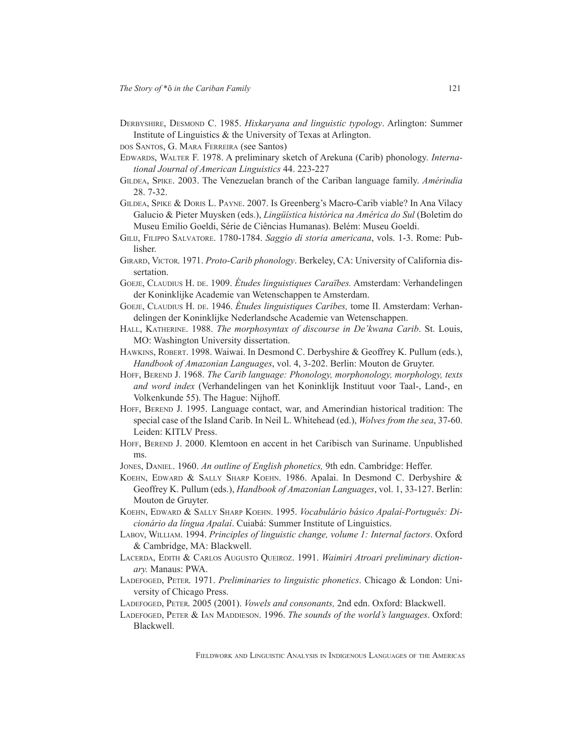Derbyshire, Desmond C. 1985. *Hixkaryana and linguistic typology*. Arlington: Summer Institute of Linguistics & the University of Texas at Arlington.

dos Santos, G. Mara Ferreira (see Santos)

Edwards, Walter F. 1978. A preliminary sketch of Arekuna (Carib) phonology. *International Journal of American Linguistics* 44. 223-227

Gildea, Spike. 2003. The Venezuelan branch of the Cariban language family. *Amérindia* 28. 7-32.

Gildea, Spike & Doris L. Payne. 2007. Is Greenberg's Macro-Carib viable? In Ana Vilacy Galucio & Pieter Muysken (eds.), *Lingüística histórica na América do Sul* (Boletim do Museu Emilio Goeldi, Série de Ciências Humanas). Belém: Museu Goeldi.

Gilij, Filippo Salvatore. 1780-1784. *Saggio di storia americana*, vols. 1-3. Rome: Publisher.

Girard, Victor. 1971. *Proto-Carib phonology*. Berkeley, CA: University of California dissertation.

Goeje, Claudius H. de. 1909. *Études linguistiques Caraïbes.* Amsterdam: Verhandelingen der Koninklijke Academie van Wetenschappen te Amsterdam.

Goeje, Claudius H. de. 1946. *Études linguistiques Caribes,* tome II. Amsterdam: Verhandelingen der Koninklijke Nederlandsche Academie van Wetenschappen.

Hall, Katherine. 1988. *The morphosyntax of discourse in De'kwana Carib*. St. Louis, MO: Washington University dissertation.

Hawkins, Robert. 1998. Waiwai. In Desmond C. Derbyshire & Geoffrey K. Pullum (eds.), *Handbook of Amazonian Languages*, vol. 4, 3-202. Berlin: Mouton de Gruyter.

Hoff, Berend J. 1968. *The Carib language: Phonology, morphonology, morphology, texts and word index* (Verhandelingen van het Koninklijk Instituut voor Taal-, Land-, en Volkenkunde 55). The Hague: Nijhoff.

Hoff, Berend J. 1995. Language contact, war, and Amerindian historical tradition: The special case of the Island Carib. In Neil L. Whitehead (ed.), *Wolves from the sea*, 37-60. Leiden: KITLV Press.

Hoff, Berend J. 2000. Klemtoon en accent in het Caribisch van Suriname. Unpublished ms.

Jones, Daniel. 1960. *An outline of English phonetics,* 9th edn. Cambridge: Heffer.

Koehn, Edward & Sally Sharp Koehn. 1986. Apalai. In Desmond C. Derbyshire & Geoffrey K. Pullum (eds.), *Handbook of Amazonian Languages*, vol. 1, 33-127. Berlin: Mouton de Gruyter.

Koehn, Edward & Sally Sharp Koehn. 1995. *Vocabulário básico Apalaí-Português: Dicionário da língua Apalaí*. Cuiabá: Summer Institute of Linguistics.

Labov, William. 1994. *Principles of linguistic change, volume 1: Internal factors*. Oxford & Cambridge, MA: Blackwell.

Lacerda, Edith & Carlos Augusto Queiroz. 1991. *Waimiri Atroari preliminary dictionary.* Manaus: PWA.

Ladefoged, Peter. 1971. *Preliminaries to linguistic phonetics*. Chicago & London: University of Chicago Press.

Ladefoged, Peter. 2005 (2001). *Vowels and consonants,* 2nd edn. Oxford: Blackwell.

Ladefoged, Peter & Ian Maddieson. 1996. *The sounds of the world's languages*. Oxford: Blackwell.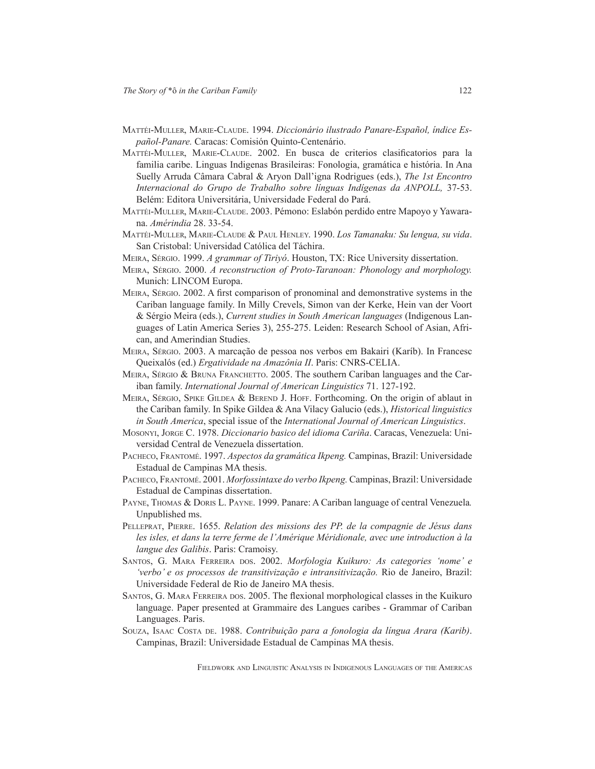Mattéi-Muller, Marie-Claude. 1994. *Diccionário ilustrado Panare-Español, índice Español-Panare.* Caracas: Comisión Quinto-Centenário.

Mattéi-Muller, Marie-Claude. 2002. En busca de criterios clasificatorios para la familia caribe. Linguas Indigenas Brasileiras: Fonologia, gramática e história. In Ana Suelly Arruda Câmara Cabral & Aryon Dall'igna Rodrigues (eds.), *The 1st Encontro Internacional do Grupo de Trabalho sobre línguas Indígenas da ANPOLL,* 37-53. Belém: Editora Universitária, Universidade Federal do Pará.

Mattéi-Muller, Marie-Claude. 2003. Pémono: Eslabón perdido entre Mapoyo y Yawarana. *Amérindia* 28. 33-54.

Mattéi-Muller, Marie-Claude & Paul Henley. 1990. *Los Tamanaku: Su lengua, su vida*. San Cristobal: Universidad Católica del Táchira.

Meira, Sérgio. 1999. *A grammar of Tiriyó*. Houston, TX: Rice University dissertation.

Meira, Sérgio. 2000. *A reconstruction of Proto-Taranoan: Phonology and morphology.* Munich: LINCOM Europa.

Meira, Sérgio. 2002. A first comparison of pronominal and demonstrative systems in the Cariban language family. In Milly Crevels, Simon van der Kerke, Hein van der Voort & Sérgio Meira (eds.), *Current studies in South American languages* (Indigenous Languages of Latin America Series 3), 255-275. Leiden: Research School of Asian, African, and Amerindian Studies.

Meira, Sérgio. 2003. A marcação de pessoa nos verbos em Bakairi (Karíb). In Francesc Queixalós (ed.) *Ergatividade na Amazônia II*. Paris: CNRS-CELIA.

Meira, Sérgio & Bruna Franchetto. 2005. The southern Cariban languages and the Cariban family. *International Journal of American Linguistics* 71. 127-192.

Meira, Sérgio, Spike Gildea & Berend J. Hoff. Forthcoming. On the origin of ablaut in the Cariban family. In Spike Gildea & Ana Vilacy Galucio (eds.), *Historical linguistics in South America*, special issue of the *International Journal of American Linguistics*.

Mosonyi, Jorge C. 1978. *Diccionario basico del idioma Cariña*. Caracas, Venezuela: Universidad Central de Venezuela dissertation.

Pacheco, Frantomé. 1997. *Aspectos da gramática Ikpeng.* Campinas, Brazil: Universidade Estadual de Campinas MA thesis.

Pacheco, Frantomé. 2001. *Morfossintaxe do verbo Ikpeng.* Campinas, Brazil: Universidade Estadual de Campinas dissertation.

Payne, Thomas & Doris L. Payne. 1999. Panare: A Cariban language of central Venezuela*.* Unpublished ms.

Pelleprat, Pierre. 1655. *Relation des missions des PP. de la compagnie de Jésus dans les isles, et dans la terre ferme de l'Amérique Méridionale, avec une introduction à la langue des Galibis*. Paris: Cramoisy.

Santos, G. Mara Ferreira dos. 2002. *Morfologia Kuikuro: As categories 'nome' e 'verbo' e os processos de transitivização e intransitivização.* Rio de Janeiro, Brazil: Universidade Federal de Rio de Janeiro MA thesis.

Santos, G. Mara Ferreira dos. 2005. The flexional morphological classes in the Kuikuro language. Paper presented at Grammaire des Langues caribes - Grammar of Cariban Languages. Paris.

Souza, Isaac Costa de. 1988. *Contribuição para a fonologia da língua Arara (Karib)*. Campinas, Brazil: Universidade Estadual de Campinas MA thesis.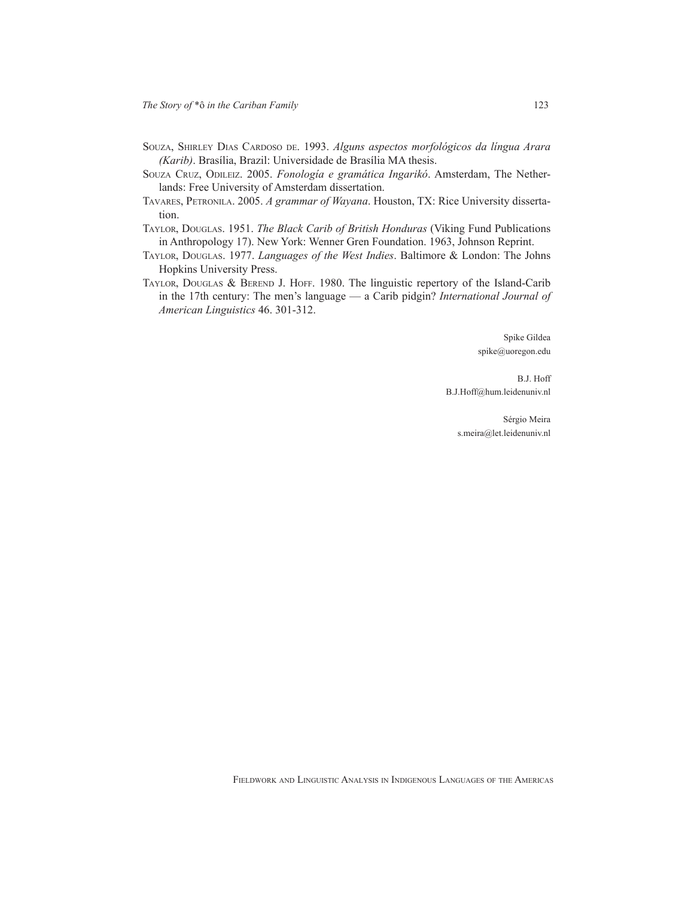Souza, Shirley Dias Cardoso de. 1993. *Alguns aspectos morfológicos da língua Arara (Karib)*. Brasília, Brazil: Universidade de Brasília MA thesis.

Souza Cruz, Odileiz. 2005. *Fonología e gramática Ingarikó*. Amsterdam, The Netherlands: Free University of Amsterdam dissertation.

Tavares, Petronila. 2005. *A grammar of Wayana*. Houston, TX: Rice University dissertation.

Taylor, Douglas. 1951. *The Black Carib of British Honduras* (Viking Fund Publications in Anthropology 17). New York: Wenner Gren Foundation. 1963, Johnson Reprint.

Taylor, Douglas. 1977. *Languages of the West Indies*. Baltimore & London: The Johns Hopkins University Press.

Taylor, Douglas & Berend J. Hoff. 1980. The linguistic repertory of the Island-Carib in the 17th century: The men's language — a Carib pidgin? *International Journal of American Linguistics* 46. 301-312.

Spike Gildea
spike@uoregon.edu

B.J. Hoff
B.J.Hoff@hum.leidenuniv.nl

Sérgio Meira
s.meira@let.leidenuniv.nl